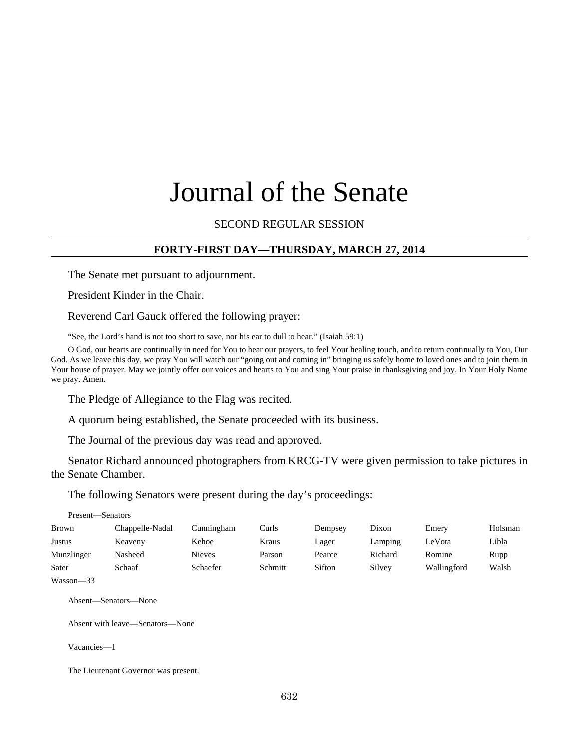# Journal of the Senate

SECOND REGULAR SESSION

## FORTY-FIRST DAY—THURSDAY, MARCH 27, 2014

The Senate met pursuant to adjournment.

President Kinder in the Chair.

Reverend Carl Gauck offered the following prayer:

"See, the Lord's hand is not too short to save, nor his ear to dull to hear." (Isaiah 59:1)

O God, our hearts are continually in need for You to hear our prayers, to feel Your healing touch, and to return continually to You, Our God. As we leave this day, we pray You will watch our "going out and coming in" bringing us safely home to loved ones and to join them in Your house of prayer. May we jointly offer our voices and hearts to You and sing Your praise in thanksgiving and joy. In Your Holy Name we pray. Amen.

The Pledge of Allegiance to the Flag was recited.

A quorum being established, the Senate proceeded with its business.

The Journal of the previous day was read and approved.

Senator Richard announced photographers from KRCG-TV were given permission to take pictures in the Senate Chamber.

The following Senators were present during the day's proceedings:

Present—Senators

| | | | | | | | |
|---|---|---|---|---|---|---|---|
| Brown | Chappelle-Nadal | Cunningham | Curls | Dempsey | Dixon | Emery | Holsman |
| Justus | Keaveny | Kehoe | Kraus | Lager | Lamping | LeVota | Libla |
| Munzlinger | Nasheed | Nieves | Parson | Pearce | Richard | Romine | Rupp |
| Sater | Schaaf | Schaefer | Schmitt | Sifton | Silvey | Wallingford | Walsh |
| Wasson—33 | | | | | | | |

Absent—Senators—None

Absent with leave—Senators—None

Vacancies—1

The Lieutenant Governor was present.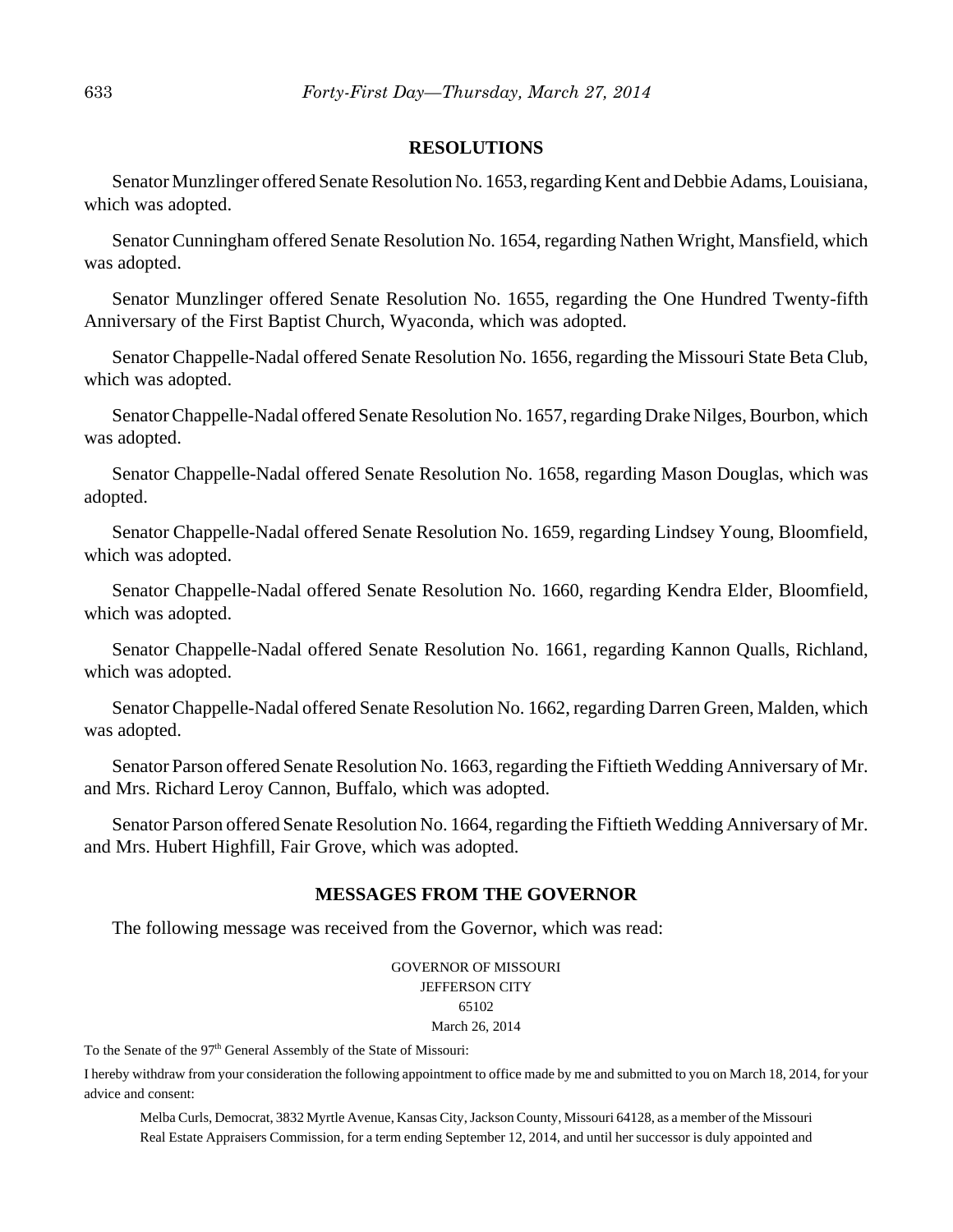## RESOLUTIONS

Senator Munzlinger offered Senate Resolution No. 1653, regarding Kent and Debbie Adams, Louisiana, which was adopted.

Senator Cunningham offered Senate Resolution No. 1654, regarding Nathen Wright, Mansfield, which was adopted.

Senator Munzlinger offered Senate Resolution No. 1655, regarding the One Hundred Twenty-fifth Anniversary of the First Baptist Church, Wyaconda, which was adopted.

Senator Chappelle-Nadal offered Senate Resolution No. 1656, regarding the Missouri State Beta Club, which was adopted.

Senator Chappelle-Nadal offered Senate Resolution No. 1657, regarding Drake Nilges, Bourbon, which was adopted.

Senator Chappelle-Nadal offered Senate Resolution No. 1658, regarding Mason Douglas, which was adopted.

Senator Chappelle-Nadal offered Senate Resolution No. 1659, regarding Lindsey Young, Bloomfield, which was adopted.

Senator Chappelle-Nadal offered Senate Resolution No. 1660, regarding Kendra Elder, Bloomfield, which was adopted.

Senator Chappelle-Nadal offered Senate Resolution No. 1661, regarding Kannon Qualls, Richland, which was adopted.

Senator Chappelle-Nadal offered Senate Resolution No. 1662, regarding Darren Green, Malden, which was adopted.

Senator Parson offered Senate Resolution No. 1663, regarding the Fiftieth Wedding Anniversary of Mr. and Mrs. Richard Leroy Cannon, Buffalo, which was adopted.

Senator Parson offered Senate Resolution No. 1664, regarding the Fiftieth Wedding Anniversary of Mr. and Mrs. Hubert Highfill, Fair Grove, which was adopted.

## MESSAGES FROM THE GOVERNOR

The following message was received from the Governor, which was read:

GOVERNOR OF MISSOURI
JEFFERSON CITY
65102
March 26, 2014

To the Senate of the 97th General Assembly of the State of Missouri:

I hereby withdraw from your consideration the following appointment to office made by me and submitted to you on March 18, 2014, for your advice and consent:

Melba Curls, Democrat, 3832 Myrtle Avenue, Kansas City, Jackson County, Missouri 64128, as a member of the Missouri Real Estate Appraisers Commission, for a term ending September 12, 2014, and until her successor is duly appointed and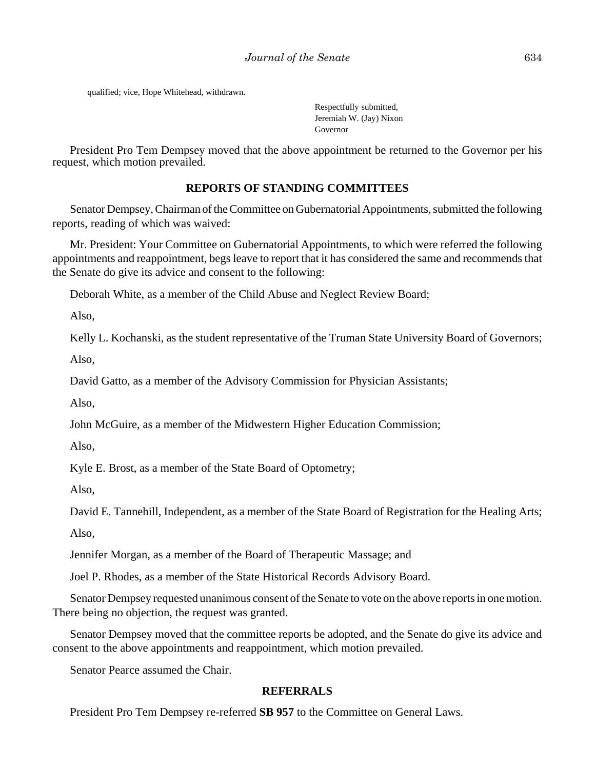qualified; vice, Hope Whitehead, withdrawn.

Respectfully submitted,
Jeremiah W. (Jay) Nixon
Governor

President Pro Tem Dempsey moved that the above appointment be returned to the Governor per his request, which motion prevailed.

## REPORTS OF STANDING COMMITTEES

Senator Dempsey, Chairman of the Committee on Gubernatorial Appointments, submitted the following reports, reading of which was waived:

Mr. President: Your Committee on Gubernatorial Appointments, to which were referred the following appointments and reappointment, begs leave to report that it has considered the same and recommends that the Senate do give its advice and consent to the following:

Deborah White, as a member of the Child Abuse and Neglect Review Board;

Also,

Kelly L. Kochanski, as the student representative of the Truman State University Board of Governors;

Also,

David Gatto, as a member of the Advisory Commission for Physician Assistants;

Also,

John McGuire, as a member of the Midwestern Higher Education Commission;

Also,

Kyle E. Brost, as a member of the State Board of Optometry;

Also,

David E. Tannehill, Independent, as a member of the State Board of Registration for the Healing Arts;

Also,

Jennifer Morgan, as a member of the Board of Therapeutic Massage; and

Joel P. Rhodes, as a member of the State Historical Records Advisory Board.

Senator Dempsey requested unanimous consent of the Senate to vote on the above reports in one motion. There being no objection, the request was granted.

Senator Dempsey moved that the committee reports be adopted, and the Senate do give its advice and consent to the above appointments and reappointment, which motion prevailed.

Senator Pearce assumed the Chair.

## REFERRALS

President Pro Tem Dempsey re-referred **SB 957** to the Committee on General Laws.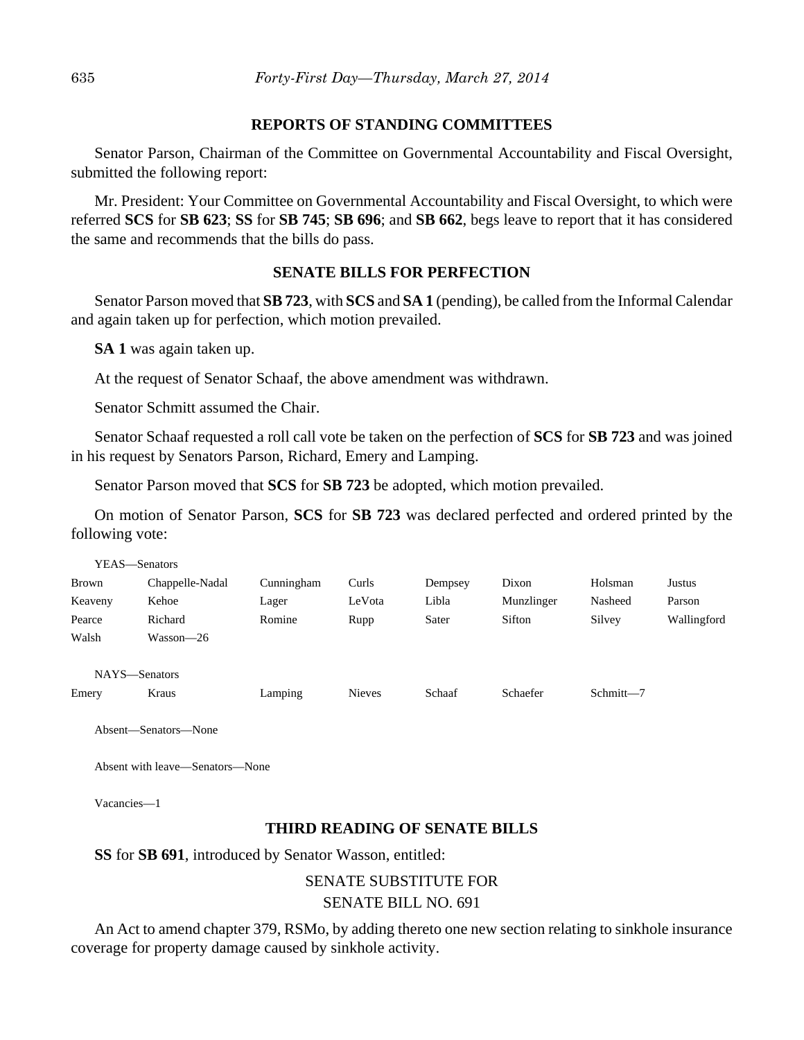## REPORTS OF STANDING COMMITTEES

Senator Parson, Chairman of the Committee on Governmental Accountability and Fiscal Oversight, submitted the following report:

Mr. President: Your Committee on Governmental Accountability and Fiscal Oversight, to which were referred **SCS** for **SB 623**; **SS** for **SB 745**; **SB 696**; and **SB 662**, begs leave to report that it has considered the same and recommends that the bills do pass.

## SENATE BILLS FOR PERFECTION

Senator Parson moved that **SB 723**, with **SCS** and **SA 1** (pending), be called from the Informal Calendar and again taken up for perfection, which motion prevailed.

**SA 1** was again taken up.

At the request of Senator Schaaf, the above amendment was withdrawn.

Senator Schmitt assumed the Chair.

Senator Schaaf requested a roll call vote be taken on the perfection of **SCS** for **SB 723** and was joined in his request by Senators Parson, Richard, Emery and Lamping.

Senator Parson moved that **SCS** for **SB 723** be adopted, which motion prevailed.

On motion of Senator Parson, **SCS** for **SB 723** was declared perfected and ordered printed by the following vote:

YEAS—Senators

| | | | | | | | |
|---|---|---|---|---|---|---|---|
| Brown | Chappelle-Nadal | Cunningham | Curls | Dempsey | Dixon | Holsman | Justus |
| Keaveny | Kehoe | Lager | LeVota | Libla | Munzlinger | Nasheed | Parson |
| Pearce | Richard | Romine | Rupp | Sater | Sifton | Silvey | Wallingford |
| Walsh | Wasson—26 | | | | | | |

NAYS—Senators

| | | | | | | |
|---|---|---|---|---|---|---|
| Emery | Kraus | Lamping | Nieves | Schaaf | Schaefer | Schmitt—7 |

Absent—Senators—None

Absent with leave—Senators—None

Vacancies—1

## THIRD READING OF SENATE BILLS

**SS** for **SB 691**, introduced by Senator Wasson, entitled:

SENATE SUBSTITUTE FOR
SENATE BILL NO. 691

An Act to amend chapter 379, RSMo, by adding thereto one new section relating to sinkhole insurance coverage for property damage caused by sinkhole activity.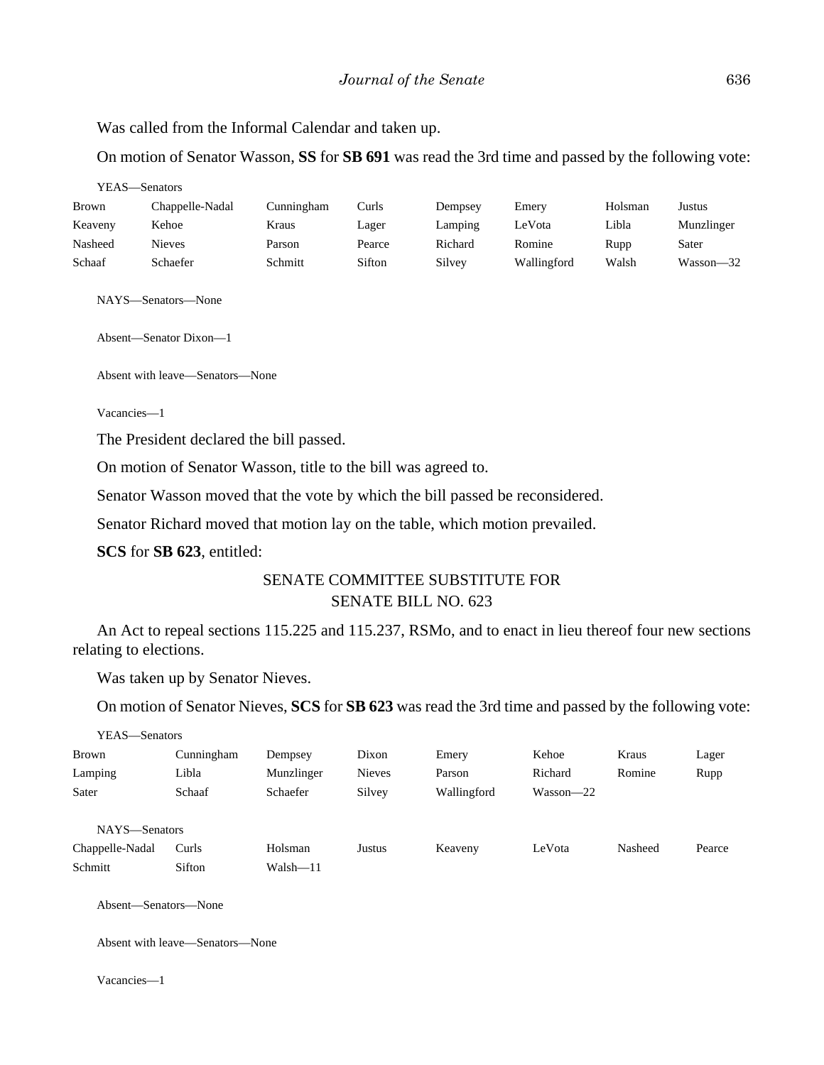Was called from the Informal Calendar and taken up.

On motion of Senator Wasson, **SS** for **SB 691** was read the 3rd time and passed by the following vote:

YEAS—Senators

| | | | | | | | |
|---|---|---|---|---|---|---|---|
| Brown | Chappelle-Nadal | Cunningham | Curls | Dempsey | Emery | Holsman | Justus |
| Keaveny | Kehoe | Kraus | Lager | Lamping | LeVota | Libla | Munzlinger |
| Nasheed | Nieves | Parson | Pearce | Richard | Romine | Rupp | Sater |
| Schaaf | Schaefer | Schmitt | Sifton | Silvey | Wallingford | Walsh | Wasson—32 |

NAYS—Senators—None

Absent—Senator Dixon—1

Absent with leave—Senators—None

Vacancies—1

The President declared the bill passed.

On motion of Senator Wasson, title to the bill was agreed to.

Senator Wasson moved that the vote by which the bill passed be reconsidered.

Senator Richard moved that motion lay on the table, which motion prevailed.

**SCS** for **SB 623**, entitled:

SENATE COMMITTEE SUBSTITUTE FOR
SENATE BILL NO. 623

An Act to repeal sections 115.225 and 115.237, RSMo, and to enact in lieu thereof four new sections relating to elections.

Was taken up by Senator Nieves.

On motion of Senator Nieves, **SCS** for **SB 623** was read the 3rd time and passed by the following vote:

YEAS—Senators

| | | | | | | | |
|---|---|---|---|---|---|---|---|
| Brown | Cunningham | Dempsey | Dixon | Emery | Kehoe | Kraus | Lager |
| Lamping | Libla | Munzlinger | Nieves | Parson | Richard | Romine | Rupp |
| Sater | Schaaf | Schaefer | Silvey | Wallingford | Wasson—22 | | |

NAYS—Senators

| | | | | | | | |
|---|---|---|---|---|---|---|---|
| Chappelle-Nadal | Curls | Holsman | Justus | Keaveny | LeVota | Nasheed | Pearce |
| Schmitt | Sifton | Walsh—11 | | | | | |

Absent—Senators—None

Absent with leave—Senators—None

Vacancies—1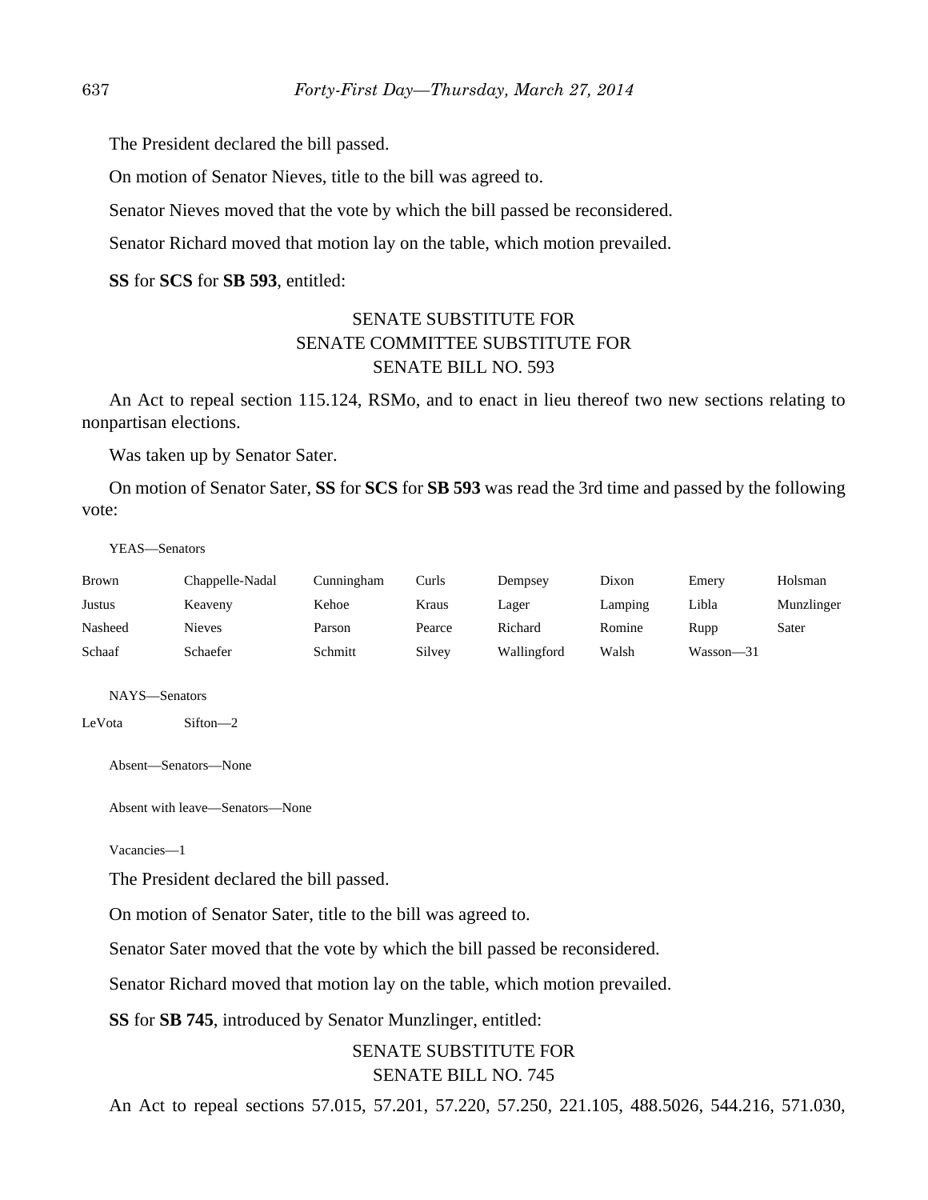The President declared the bill passed.

On motion of Senator Nieves, title to the bill was agreed to.

Senator Nieves moved that the vote by which the bill passed be reconsidered.

Senator Richard moved that motion lay on the table, which motion prevailed.

**SS** for **SCS** for **SB 593**, entitled:

SENATE SUBSTITUTE FOR
SENATE COMMITTEE SUBSTITUTE FOR
SENATE BILL NO. 593

An Act to repeal section 115.124, RSMo, and to enact in lieu thereof two new sections relating to nonpartisan elections.

Was taken up by Senator Sater.

On motion of Senator Sater, **SS** for **SCS** for **SB 593** was read the 3rd time and passed by the following vote:

YEAS—Senators

| | | | | | | | |
|---|---|---|---|---|---|---|---|
| Brown | Chappelle-Nadal | Cunningham | Curls | Dempsey | Dixon | Emery | Holsman |
| Justus | Keaveny | Kehoe | Kraus | Lager | Lamping | Libla | Munzlinger |
| Nasheed | Nieves | Parson | Pearce | Richard | Romine | Rupp | Sater |
| Schaaf | Schaefer | Schmitt | Silvey | Wallingford | Walsh | Wasson—31 | |

NAYS—Senators

LeVota Sifton—2

Absent—Senators—None

Absent with leave—Senators—None

Vacancies—1

The President declared the bill passed.

On motion of Senator Sater, title to the bill was agreed to.

Senator Sater moved that the vote by which the bill passed be reconsidered.

Senator Richard moved that motion lay on the table, which motion prevailed.

**SS** for **SB 745**, introduced by Senator Munzlinger, entitled:

SENATE SUBSTITUTE FOR
SENATE BILL NO. 745

An Act to repeal sections 57.015, 57.201, 57.220, 57.250, 221.105, 488.5026, 544.216, 571.030,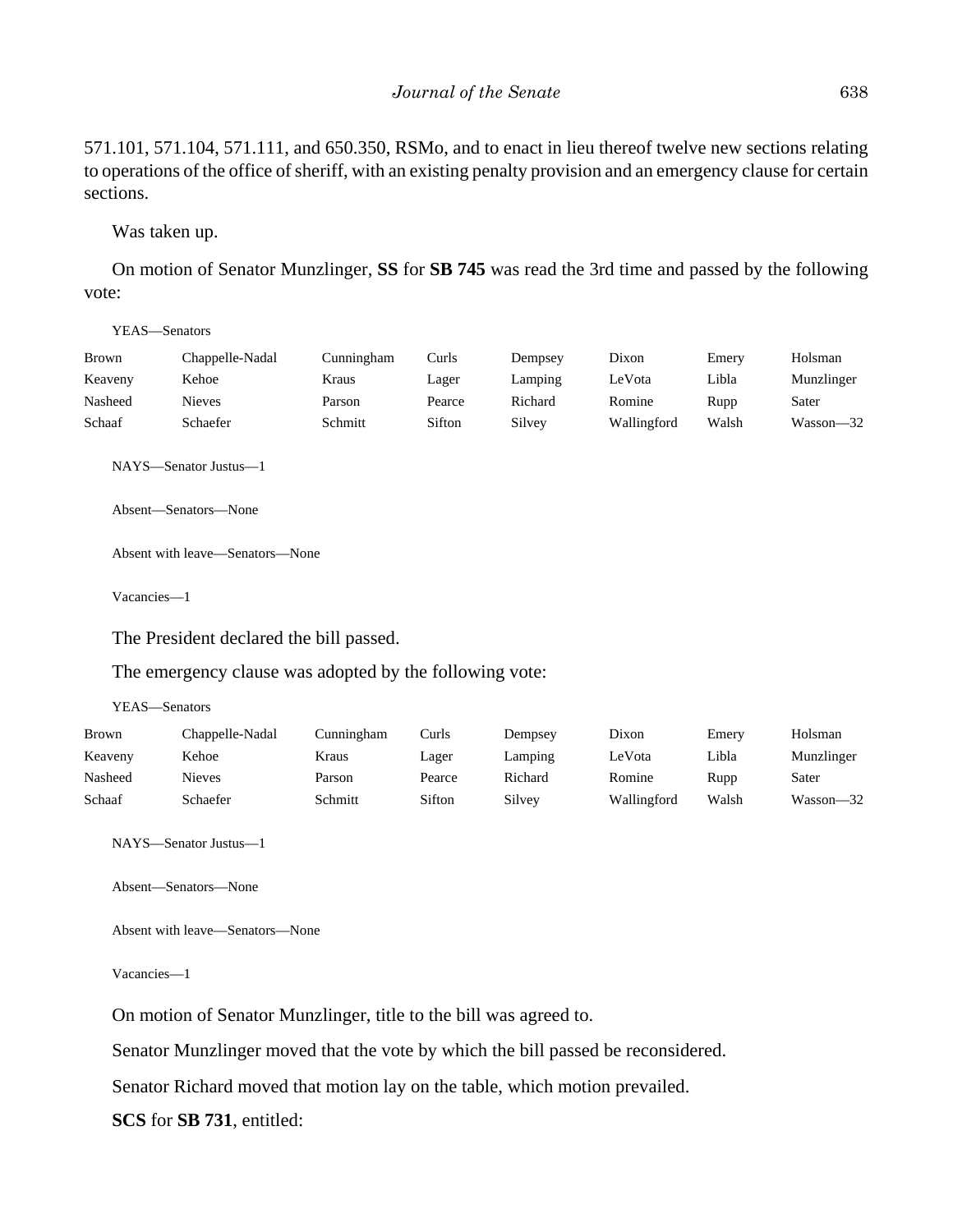571.101, 571.104, 571.111, and 650.350, RSMo, and to enact in lieu thereof twelve new sections relating to operations of the office of sheriff, with an existing penalty provision and an emergency clause for certain sections.

Was taken up.

On motion of Senator Munzlinger, **SS** for **SB 745** was read the 3rd time and passed by the following vote:

YEAS—Senators

| | | | | | | | |
|---|---|---|---|---|---|---|---|
| Brown | Chappelle-Nadal | Cunningham | Curls | Dempsey | Dixon | Emery | Holsman |
| Keaveny | Kehoe | Kraus | Lager | Lamping | LeVota | Libla | Munzlinger |
| Nasheed | Nieves | Parson | Pearce | Richard | Romine | Rupp | Sater |
| Schaaf | Schaefer | Schmitt | Sifton | Silvey | Wallingford | Walsh | Wasson—32 |

NAYS—Senator Justus—1

Absent—Senators—None

Absent with leave—Senators—None

Vacancies—1

The President declared the bill passed.

The emergency clause was adopted by the following vote:

YEAS—Senators

| | | | | | | | |
|---|---|---|---|---|---|---|---|
| Brown | Chappelle-Nadal | Cunningham | Curls | Dempsey | Dixon | Emery | Holsman |
| Keaveny | Kehoe | Kraus | Lager | Lamping | LeVota | Libla | Munzlinger |
| Nasheed | Nieves | Parson | Pearce | Richard | Romine | Rupp | Sater |
| Schaaf | Schaefer | Schmitt | Sifton | Silvey | Wallingford | Walsh | Wasson—32 |

NAYS—Senator Justus—1

Absent—Senators—None

Absent with leave—Senators—None

Vacancies—1

On motion of Senator Munzlinger, title to the bill was agreed to.

Senator Munzlinger moved that the vote by which the bill passed be reconsidered.

Senator Richard moved that motion lay on the table, which motion prevailed.

**SCS** for **SB 731**, entitled: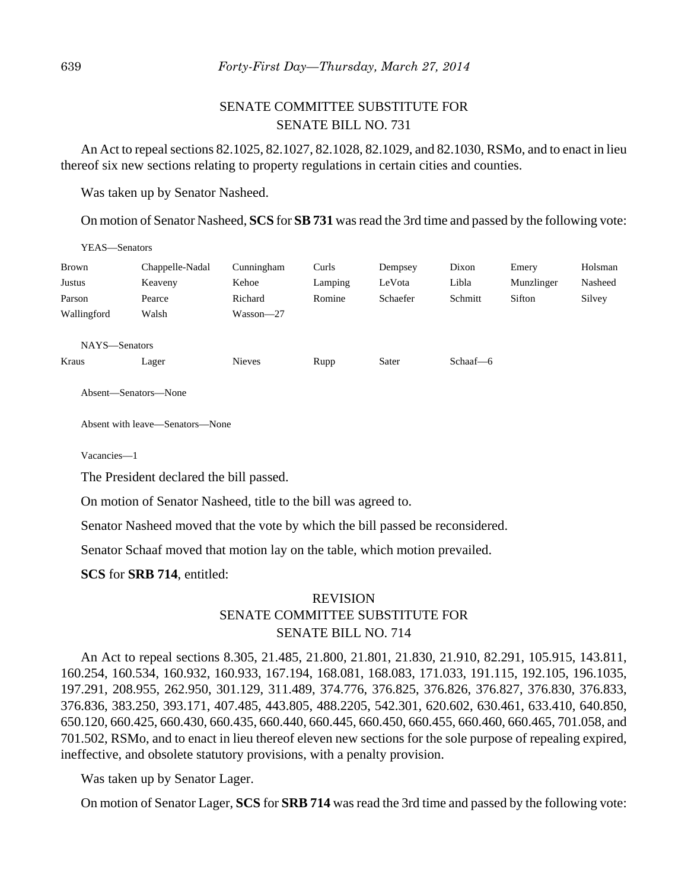SENATE COMMITTEE SUBSTITUTE FOR
SENATE BILL NO. 731

An Act to repeal sections 82.1025, 82.1027, 82.1028, 82.1029, and 82.1030, RSMo, and to enact in lieu thereof six new sections relating to property regulations in certain cities and counties.

Was taken up by Senator Nasheed.

On motion of Senator Nasheed, **SCS** for **SB 731** was read the 3rd time and passed by the following vote:

YEAS—Senators

| | | | | | | | |
|---|---|---|---|---|---|---|---|
| Brown | Chappelle-Nadal | Cunningham | Curls | Dempsey | Dixon | Emery | Holsman |
| Justus | Keaveny | Kehoe | Lamping | LeVota | Libla | Munzlinger | Nasheed |
| Parson | Pearce | Richard | Romine | Schaefer | Schmitt | Sifton | Silvey |
| Wallingford | Walsh | Wasson—27 | | | | | |

NAYS—Senators

| | | | | | |
|---|---|---|---|---|---|
| Kraus | Lager | Nieves | Rupp | Sater | Schaaf—6 |

Absent—Senators—None

Absent with leave—Senators—None

Vacancies—1

The President declared the bill passed.

On motion of Senator Nasheed, title to the bill was agreed to.

Senator Nasheed moved that the vote by which the bill passed be reconsidered.

Senator Schaaf moved that motion lay on the table, which motion prevailed.

**SCS** for **SRB 714**, entitled:

REVISION
SENATE COMMITTEE SUBSTITUTE FOR
SENATE BILL NO. 714

An Act to repeal sections 8.305, 21.485, 21.800, 21.801, 21.830, 21.910, 82.291, 105.915, 143.811, 160.254, 160.534, 160.932, 160.933, 167.194, 168.081, 168.083, 171.033, 191.115, 192.105, 196.1035, 197.291, 208.955, 262.950, 301.129, 311.489, 374.776, 376.825, 376.826, 376.827, 376.830, 376.833, 376.836, 383.250, 393.171, 407.485, 443.805, 488.2205, 542.301, 620.602, 630.461, 633.410, 640.850, 650.120, 660.425, 660.430, 660.435, 660.440, 660.445, 660.450, 660.455, 660.460, 660.465, 701.058, and 701.502, RSMo, and to enact in lieu thereof eleven new sections for the sole purpose of repealing expired, ineffective, and obsolete statutory provisions, with a penalty provision.

Was taken up by Senator Lager.

On motion of Senator Lager, **SCS** for **SRB 714** was read the 3rd time and passed by the following vote: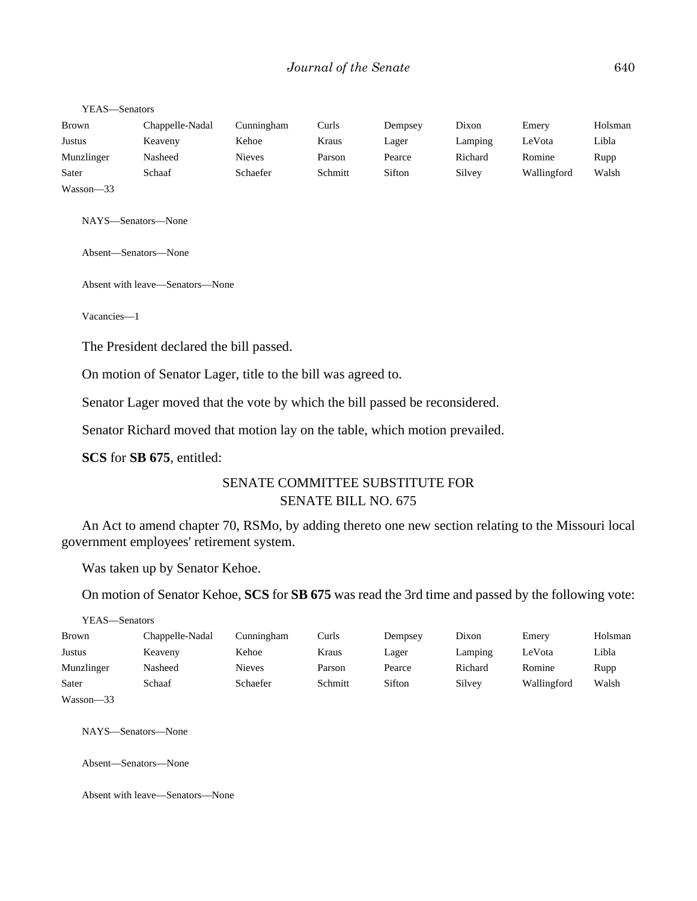YEAS—Senators

| | | | | | | | |
|---|---|---|---|---|---|---|---|
| Brown | Chappelle-Nadal | Cunningham | Curls | Dempsey | Dixon | Emery | Holsman |
| Justus | Keaveny | Kehoe | Kraus | Lager | Lamping | LeVota | Libla |
| Munzlinger | Nasheed | Nieves | Parson | Pearce | Richard | Romine | Rupp |
| Sater | Schaaf | Schaefer | Schmitt | Sifton | Silvey | Wallingford | Walsh |
| Wasson—33 | | | | | | | |

NAYS—Senators—None

Absent—Senators—None

Absent with leave—Senators—None

Vacancies—1

The President declared the bill passed.

On motion of Senator Lager, title to the bill was agreed to.

Senator Lager moved that the vote by which the bill passed be reconsidered.

Senator Richard moved that motion lay on the table, which motion prevailed.

**SCS** for **SB 675**, entitled:

SENATE COMMITTEE SUBSTITUTE FOR
SENATE BILL NO. 675

An Act to amend chapter 70, RSMo, by adding thereto one new section relating to the Missouri local government employees' retirement system.

Was taken up by Senator Kehoe.

On motion of Senator Kehoe, **SCS** for **SB 675** was read the 3rd time and passed by the following vote:

YEAS—Senators

| | | | | | | | |
|---|---|---|---|---|---|---|---|
| Brown | Chappelle-Nadal | Cunningham | Curls | Dempsey | Dixon | Emery | Holsman |
| Justus | Keaveny | Kehoe | Kraus | Lager | Lamping | LeVota | Libla |
| Munzlinger | Nasheed | Nieves | Parson | Pearce | Richard | Romine | Rupp |
| Sater | Schaaf | Schaefer | Schmitt | Sifton | Silvey | Wallingford | Walsh |
| Wasson—33 | | | | | | | |

NAYS—Senators—None

Absent—Senators—None

Absent with leave—Senators—None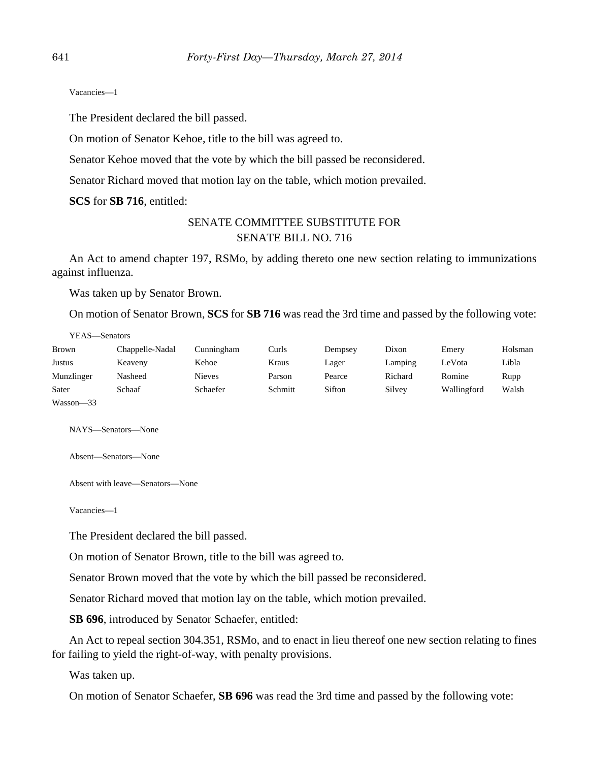Vacancies—1

The President declared the bill passed.

On motion of Senator Kehoe, title to the bill was agreed to.

Senator Kehoe moved that the vote by which the bill passed be reconsidered.

Senator Richard moved that motion lay on the table, which motion prevailed.

**SCS** for **SB 716**, entitled:

SENATE COMMITTEE SUBSTITUTE FOR
SENATE BILL NO. 716

An Act to amend chapter 197, RSMo, by adding thereto one new section relating to immunizations against influenza.

Was taken up by Senator Brown.

On motion of Senator Brown, **SCS** for **SB 716** was read the 3rd time and passed by the following vote:

YEAS—Senators

| | | | | | | | |
|---|---|---|---|---|---|---|---|
| Brown | Chappelle-Nadal | Cunningham | Curls | Dempsey | Dixon | Emery | Holsman |
| Justus | Keaveny | Kehoe | Kraus | Lager | Lamping | LeVota | Libla |
| Munzlinger | Nasheed | Nieves | Parson | Pearce | Richard | Romine | Rupp |
| Sater | Schaaf | Schaefer | Schmitt | Sifton | Silvey | Wallingford | Walsh |
| Wasson—33 | | | | | | | |

NAYS—Senators—None

Absent—Senators—None

Absent with leave—Senators—None

Vacancies—1

The President declared the bill passed.

On motion of Senator Brown, title to the bill was agreed to.

Senator Brown moved that the vote by which the bill passed be reconsidered.

Senator Richard moved that motion lay on the table, which motion prevailed.

**SB 696**, introduced by Senator Schaefer, entitled:

An Act to repeal section 304.351, RSMo, and to enact in lieu thereof one new section relating to fines for failing to yield the right-of-way, with penalty provisions.

Was taken up.

On motion of Senator Schaefer, **SB 696** was read the 3rd time and passed by the following vote: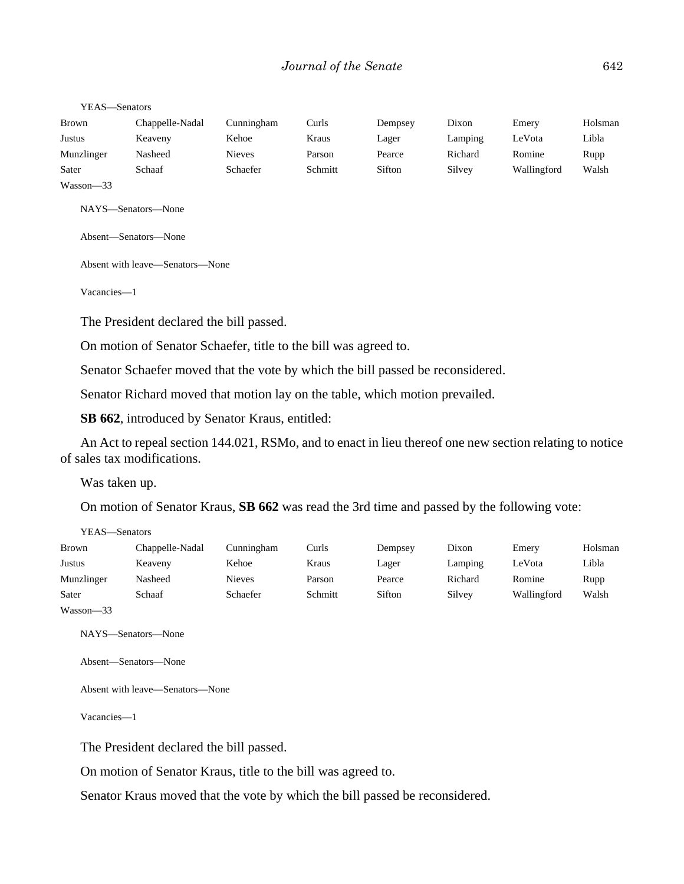YEAS—Senators

| | | | | | | | |
|---|---|---|---|---|---|---|---|
| Brown | Chappelle-Nadal | Cunningham | Curls | Dempsey | Dixon | Emery | Holsman |
| Justus | Keaveny | Kehoe | Kraus | Lager | Lamping | LeVota | Libla |
| Munzlinger | Nasheed | Nieves | Parson | Pearce | Richard | Romine | Rupp |
| Sater | Schaaf | Schaefer | Schmitt | Sifton | Silvey | Wallingford | Walsh |
| Wasson—33 | | | | | | | |

NAYS—Senators—None

Absent—Senators—None

Absent with leave—Senators—None

Vacancies—1

The President declared the bill passed.

On motion of Senator Schaefer, title to the bill was agreed to.

Senator Schaefer moved that the vote by which the bill passed be reconsidered.

Senator Richard moved that motion lay on the table, which motion prevailed.

**SB 662**, introduced by Senator Kraus, entitled:

An Act to repeal section 144.021, RSMo, and to enact in lieu thereof one new section relating to notice of sales tax modifications.

Was taken up.

On motion of Senator Kraus, **SB 662** was read the 3rd time and passed by the following vote:

YEAS—Senators

| | | | | | | | |
|---|---|---|---|---|---|---|---|
| Brown | Chappelle-Nadal | Cunningham | Curls | Dempsey | Dixon | Emery | Holsman |
| Justus | Keaveny | Kehoe | Kraus | Lager | Lamping | LeVota | Libla |
| Munzlinger | Nasheed | Nieves | Parson | Pearce | Richard | Romine | Rupp |
| Sater | Schaaf | Schaefer | Schmitt | Sifton | Silvey | Wallingford | Walsh |
| Wasson—33 | | | | | | | |

NAYS—Senators—None

Absent—Senators—None

Absent with leave—Senators—None

Vacancies—1

The President declared the bill passed.

On motion of Senator Kraus, title to the bill was agreed to.

Senator Kraus moved that the vote by which the bill passed be reconsidered.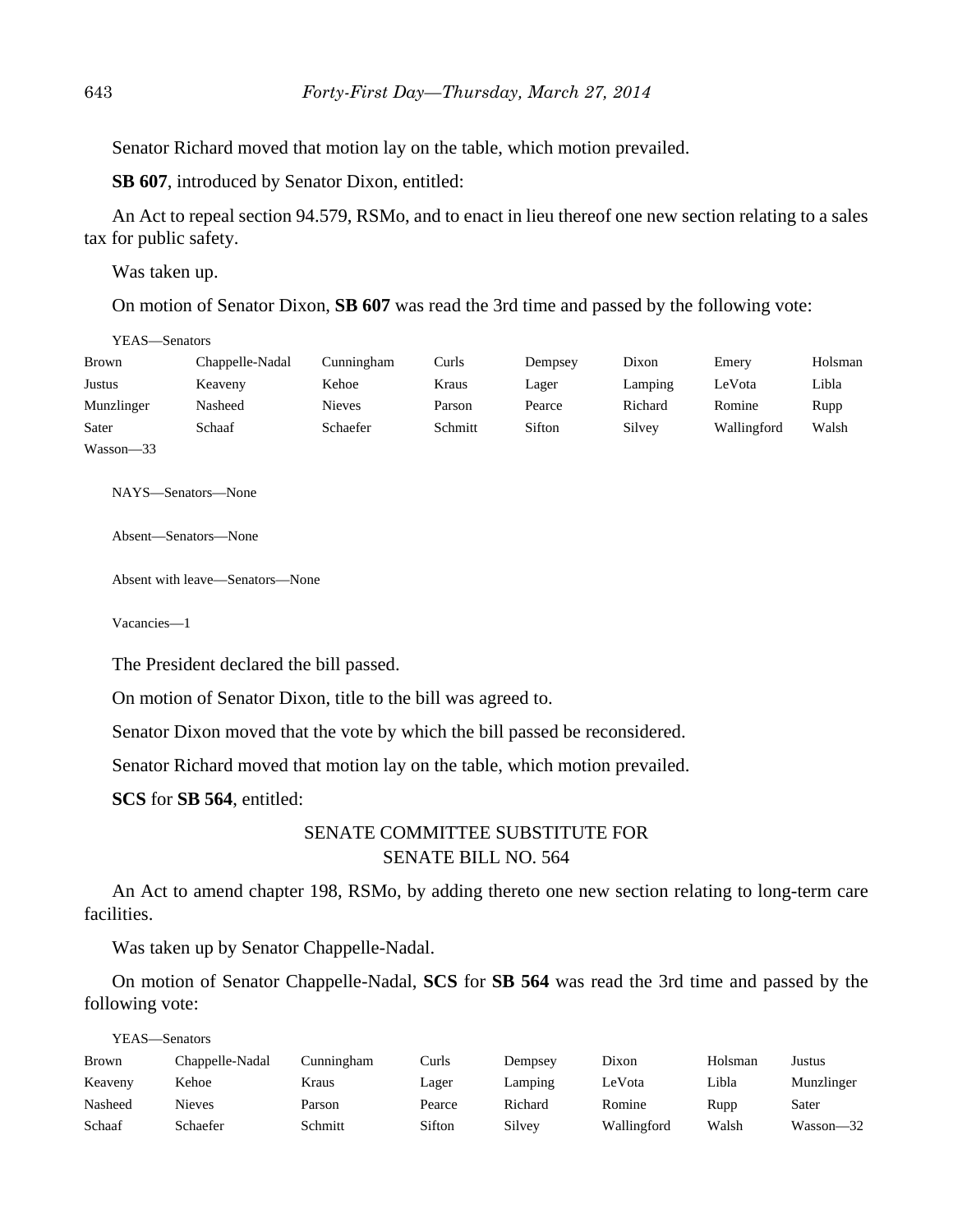Senator Richard moved that motion lay on the table, which motion prevailed.

**SB 607**, introduced by Senator Dixon, entitled:

An Act to repeal section 94.579, RSMo, and to enact in lieu thereof one new section relating to a sales tax for public safety.

Was taken up.

On motion of Senator Dixon, **SB 607** was read the 3rd time and passed by the following vote:

YEAS—Senators

| | | | | | | | |
|---|---|---|---|---|---|---|---|
| Brown | Chappelle-Nadal | Cunningham | Curls | Dempsey | Dixon | Emery | Holsman |
| Justus | Keaveny | Kehoe | Kraus | Lager | Lamping | LeVota | Libla |
| Munzlinger | Nasheed | Nieves | Parson | Pearce | Richard | Romine | Rupp |
| Sater | Schaaf | Schaefer | Schmitt | Sifton | Silvey | Wallingford | Walsh |
| Wasson—33 | | | | | | | |

NAYS—Senators—None

Absent—Senators—None

Absent with leave—Senators—None

Vacancies—1

The President declared the bill passed.

On motion of Senator Dixon, title to the bill was agreed to.

Senator Dixon moved that the vote by which the bill passed be reconsidered.

Senator Richard moved that motion lay on the table, which motion prevailed.

**SCS** for **SB 564**, entitled:

SENATE COMMITTEE SUBSTITUTE FOR
SENATE BILL NO. 564

An Act to amend chapter 198, RSMo, by adding thereto one new section relating to long-term care facilities.

Was taken up by Senator Chappelle-Nadal.

On motion of Senator Chappelle-Nadal, **SCS** for **SB 564** was read the 3rd time and passed by the following vote:

YEAS—Senators

| | | | | | | | |
|---|---|---|---|---|---|---|---|
| Brown | Chappelle-Nadal | Cunningham | Curls | Dempsey | Dixon | Holsman | Justus |
| Keaveny | Kehoe | Kraus | Lager | Lamping | LeVota | Libla | Munzlinger |
| Nasheed | Nieves | Parson | Pearce | Richard | Romine | Rupp | Sater |
| Schaaf | Schaefer | Schmitt | Sifton | Silvey | Wallingford | Walsh | Wasson—32 |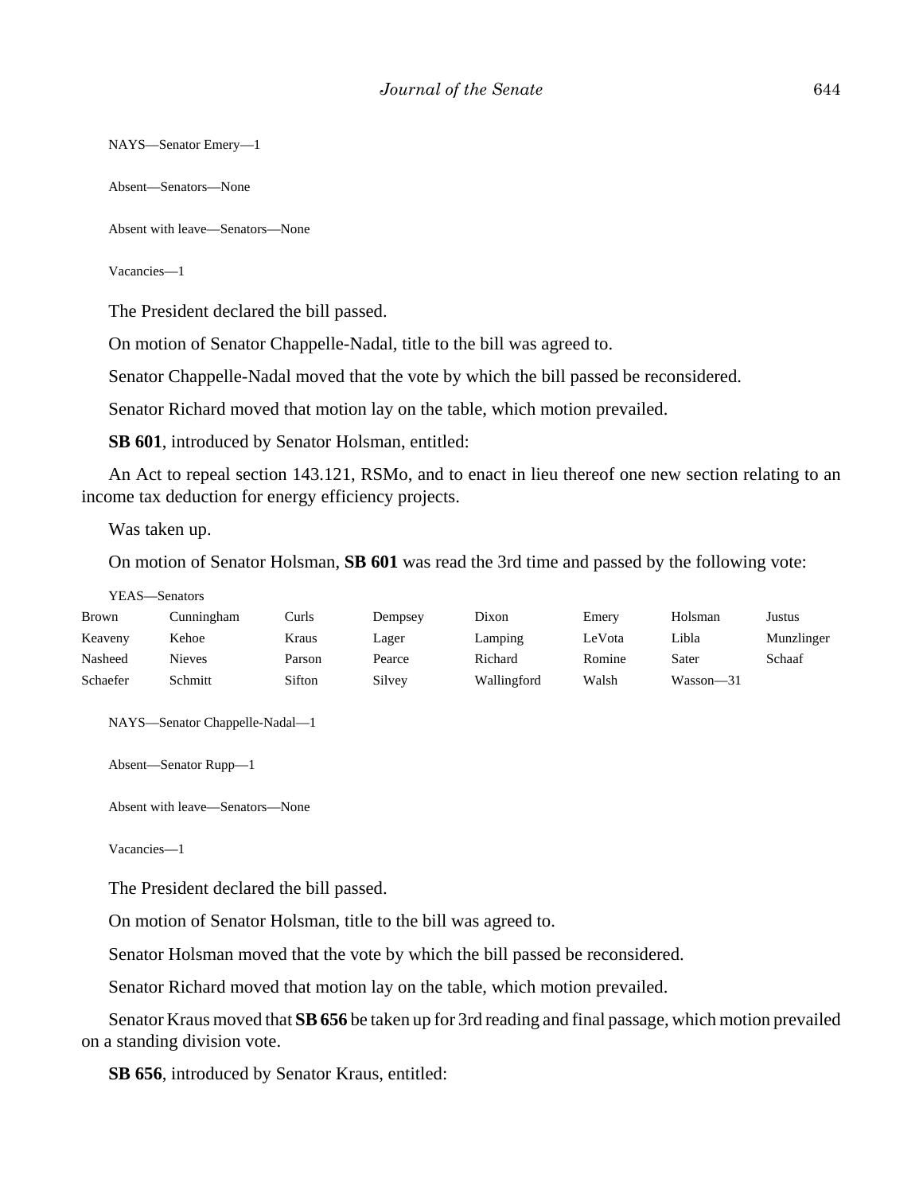NAYS—Senator Emery—1

Absent—Senators—None

Absent with leave—Senators—None

Vacancies—1

The President declared the bill passed.

On motion of Senator Chappelle-Nadal, title to the bill was agreed to.

Senator Chappelle-Nadal moved that the vote by which the bill passed be reconsidered.

Senator Richard moved that motion lay on the table, which motion prevailed.

**SB 601**, introduced by Senator Holsman, entitled:

An Act to repeal section 143.121, RSMo, and to enact in lieu thereof one new section relating to an income tax deduction for energy efficiency projects.

Was taken up.

On motion of Senator Holsman, **SB 601** was read the 3rd time and passed by the following vote:

YEAS—Senators

| | | | | | | | |
|---|---|---|---|---|---|---|---|
| Brown | Cunningham | Curls | Dempsey | Dixon | Emery | Holsman | Justus |
| Keaveny | Kehoe | Kraus | Lager | Lamping | LeVota | Libla | Munzlinger |
| Nasheed | Nieves | Parson | Pearce | Richard | Romine | Sater | Schaaf |
| Schaefer | Schmitt | Sifton | Silvey | Wallingford | Walsh | Wasson—31 | |

NAYS—Senator Chappelle-Nadal—1

Absent—Senator Rupp—1

Absent with leave—Senators—None

Vacancies—1

The President declared the bill passed.

On motion of Senator Holsman, title to the bill was agreed to.

Senator Holsman moved that the vote by which the bill passed be reconsidered.

Senator Richard moved that motion lay on the table, which motion prevailed.

Senator Kraus moved that **SB 656** be taken up for 3rd reading and final passage, which motion prevailed on a standing division vote.

**SB 656**, introduced by Senator Kraus, entitled: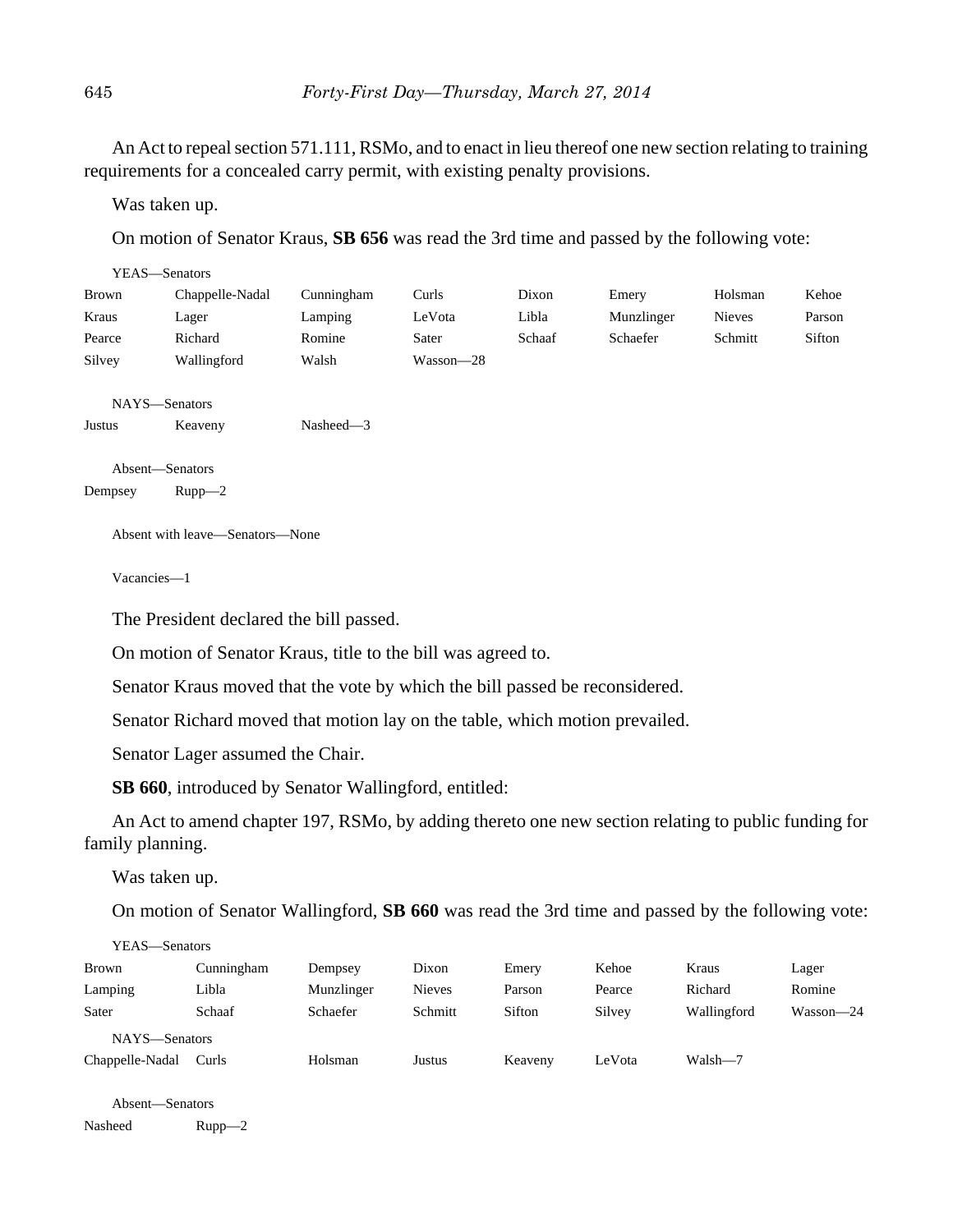An Act to repeal section 571.111, RSMo, and to enact in lieu thereof one new section relating to training requirements for a concealed carry permit, with existing penalty provisions.

Was taken up.

On motion of Senator Kraus, **SB 656** was read the 3rd time and passed by the following vote:

YEAS—Senators

| | | | | | | | |
|---|---|---|---|---|---|---|---|
| Brown | Chappelle-Nadal | Cunningham | Curls | Dixon | Emery | Holsman | Kehoe |
| Kraus | Lager | Lamping | LeVota | Libla | Munzlinger | Nieves | Parson |
| Pearce | Richard | Romine | Sater | Schaaf | Schaefer | Schmitt | Sifton |
| Silvey | Wallingford | Walsh | Wasson—28 | | | | |

NAYS—Senators

| | | |
|---|---|---|
| Justus | Keaveny | Nasheed—3 |

Absent—Senators

| | |
|---|---|
| Dempsey | Rupp—2 |

Absent with leave—Senators—None

Vacancies—1

The President declared the bill passed.

On motion of Senator Kraus, title to the bill was agreed to.

Senator Kraus moved that the vote by which the bill passed be reconsidered.

Senator Richard moved that motion lay on the table, which motion prevailed.

Senator Lager assumed the Chair.

**SB 660**, introduced by Senator Wallingford, entitled:

An Act to amend chapter 197, RSMo, by adding thereto one new section relating to public funding for family planning.

Was taken up.

On motion of Senator Wallingford, **SB 660** was read the 3rd time and passed by the following vote:

YEAS—Senators

| | | | | | | | |
|---|---|---|---|---|---|---|---|
| Brown | Cunningham | Dempsey | Dixon | Emery | Kehoe | Kraus | Lager |
| Lamping | Libla | Munzlinger | Nieves | Parson | Pearce | Richard | Romine |
| Sater | Schaaf | Schaefer | Schmitt | Sifton | Silvey | Wallingford | Wasson—24 |

NAYS—Senators

| | | | | | | |
|---|---|---|---|---|---|---|
| Chappelle-Nadal | Curls | Holsman | Justus | Keaveny | LeVota | Walsh—7 |

Absent—Senators

| | |
|---|---|
| Nasheed | Rupp—2 |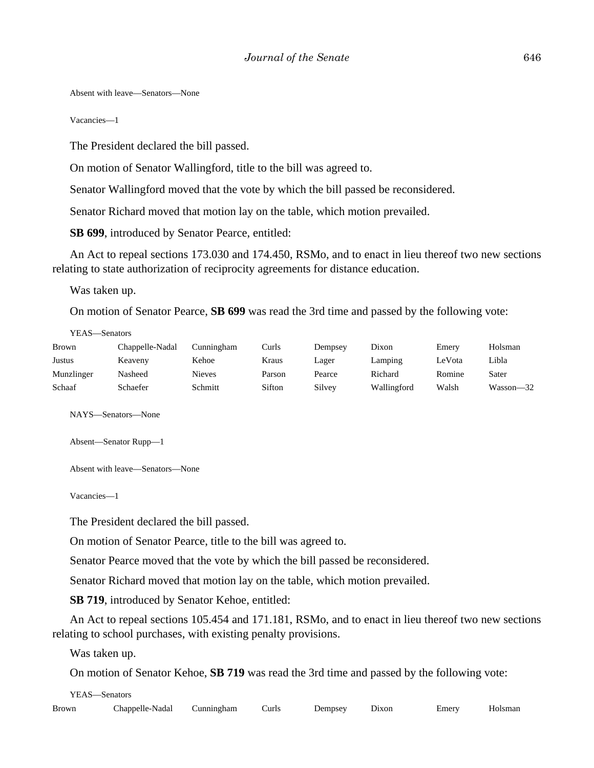Absent with leave—Senators—None

Vacancies—1

The President declared the bill passed.

On motion of Senator Wallingford, title to the bill was agreed to.

Senator Wallingford moved that the vote by which the bill passed be reconsidered.

Senator Richard moved that motion lay on the table, which motion prevailed.

**SB 699**, introduced by Senator Pearce, entitled:

An Act to repeal sections 173.030 and 174.450, RSMo, and to enact in lieu thereof two new sections relating to state authorization of reciprocity agreements for distance education.

Was taken up.

On motion of Senator Pearce, **SB 699** was read the 3rd time and passed by the following vote:

YEAS—Senators

| | | | | | | | |
|---|---|---|---|---|---|---|---|
| Brown | Chappelle-Nadal | Cunningham | Curls | Dempsey | Dixon | Emery | Holsman |
| Justus | Keaveny | Kehoe | Kraus | Lager | Lamping | LeVota | Libla |
| Munzlinger | Nasheed | Nieves | Parson | Pearce | Richard | Romine | Sater |
| Schaaf | Schaefer | Schmitt | Sifton | Silvey | Wallingford | Walsh | Wasson—32 |

NAYS—Senators—None

Absent—Senator Rupp—1

Absent with leave—Senators—None

Vacancies—1

The President declared the bill passed.

On motion of Senator Pearce, title to the bill was agreed to.

Senator Pearce moved that the vote by which the bill passed be reconsidered.

Senator Richard moved that motion lay on the table, which motion prevailed.

**SB 719**, introduced by Senator Kehoe, entitled:

An Act to repeal sections 105.454 and 171.181, RSMo, and to enact in lieu thereof two new sections relating to school purchases, with existing penalty provisions.

Was taken up.

On motion of Senator Kehoe, **SB 719** was read the 3rd time and passed by the following vote:

YEAS—Senators

| | | | | | | | |
|---|---|---|---|---|---|---|---|
| Brown | Chappelle-Nadal | Cunningham | Curls | Dempsey | Dixon | Emery | Holsman |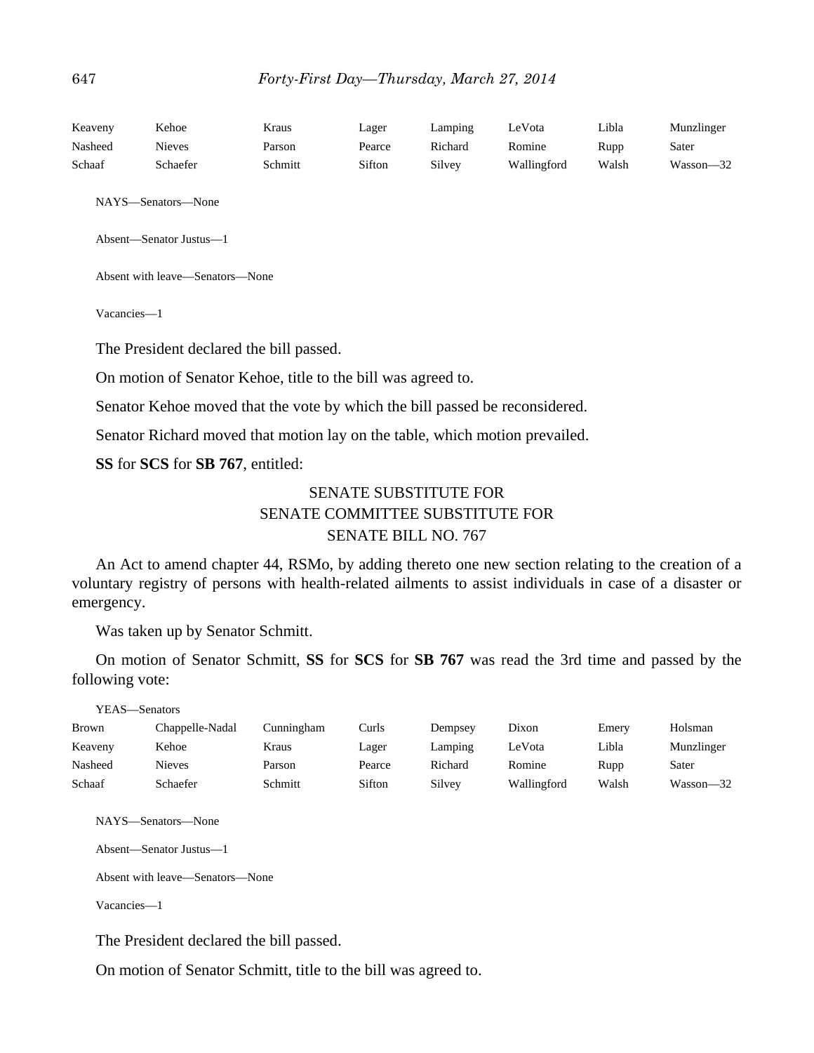| | | | | | | | |
|---|---|---|---|---|---|---|---|
| Keaveny | Kehoe | Kraus | Lager | Lamping | LeVota | Libla | Munzlinger |
| Nasheed | Nieves | Parson | Pearce | Richard | Romine | Rupp | Sater |
| Schaaf | Schaefer | Schmitt | Sifton | Silvey | Wallingford | Walsh | Wasson—32 |

NAYS—Senators—None

Absent—Senator Justus—1

Absent with leave—Senators—None

Vacancies—1

The President declared the bill passed.

On motion of Senator Kehoe, title to the bill was agreed to.

Senator Kehoe moved that the vote by which the bill passed be reconsidered.

Senator Richard moved that motion lay on the table, which motion prevailed.

**SS** for **SCS** for **SB 767**, entitled:

SENATE SUBSTITUTE FOR
SENATE COMMITTEE SUBSTITUTE FOR
SENATE BILL NO. 767

An Act to amend chapter 44, RSMo, by adding thereto one new section relating to the creation of a voluntary registry of persons with health-related ailments to assist individuals in case of a disaster or emergency.

Was taken up by Senator Schmitt.

On motion of Senator Schmitt, **SS** for **SCS** for **SB 767** was read the 3rd time and passed by the following vote:

YEAS—Senators

| | | | | | | | |
|---|---|---|---|---|---|---|---|
| Brown | Chappelle-Nadal | Cunningham | Curls | Dempsey | Dixon | Emery | Holsman |
| Keaveny | Kehoe | Kraus | Lager | Lamping | LeVota | Libla | Munzlinger |
| Nasheed | Nieves | Parson | Pearce | Richard | Romine | Rupp | Sater |
| Schaaf | Schaefer | Schmitt | Sifton | Silvey | Wallingford | Walsh | Wasson—32 |

NAYS—Senators—None

Absent—Senator Justus—1

Absent with leave—Senators—None

Vacancies—1

The President declared the bill passed.

On motion of Senator Schmitt, title to the bill was agreed to.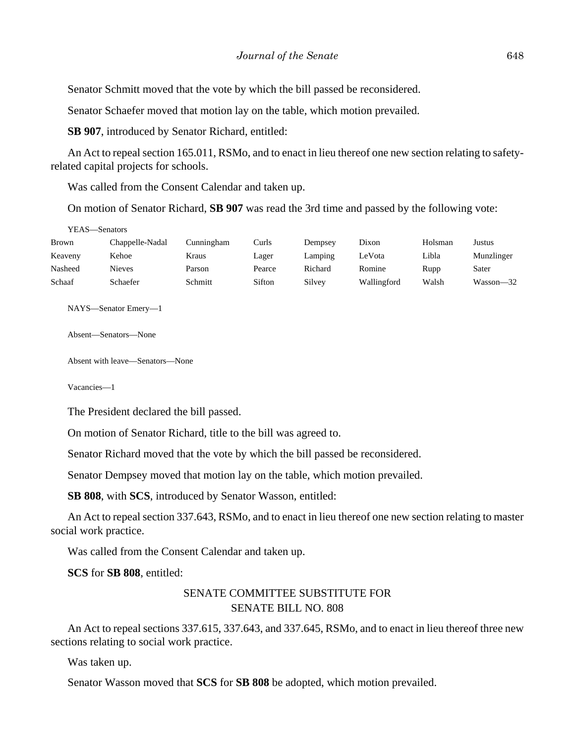Senator Schmitt moved that the vote by which the bill passed be reconsidered.

Senator Schaefer moved that motion lay on the table, which motion prevailed.

**SB 907**, introduced by Senator Richard, entitled:

An Act to repeal section 165.011, RSMo, and to enact in lieu thereof one new section relating to safety-related capital projects for schools.

Was called from the Consent Calendar and taken up.

On motion of Senator Richard, **SB 907** was read the 3rd time and passed by the following vote:

YEAS—Senators

| | | | | | | | |
|---|---|---|---|---|---|---|---|
| Brown | Chappelle-Nadal | Cunningham | Curls | Dempsey | Dixon | Holsman | Justus |
| Keaveny | Kehoe | Kraus | Lager | Lamping | LeVota | Libla | Munzlinger |
| Nasheed | Nieves | Parson | Pearce | Richard | Romine | Rupp | Sater |
| Schaaf | Schaefer | Schmitt | Sifton | Silvey | Wallingford | Walsh | Wasson—32 |

NAYS—Senator Emery—1

Absent—Senators—None

Absent with leave—Senators—None

Vacancies—1

The President declared the bill passed.

On motion of Senator Richard, title to the bill was agreed to.

Senator Richard moved that the vote by which the bill passed be reconsidered.

Senator Dempsey moved that motion lay on the table, which motion prevailed.

**SB 808**, with **SCS**, introduced by Senator Wasson, entitled:

An Act to repeal section 337.643, RSMo, and to enact in lieu thereof one new section relating to master social work practice.

Was called from the Consent Calendar and taken up.

**SCS** for **SB 808**, entitled:

SENATE COMMITTEE SUBSTITUTE FOR
SENATE BILL NO. 808

An Act to repeal sections 337.615, 337.643, and 337.645, RSMo, and to enact in lieu thereof three new sections relating to social work practice.

Was taken up.

Senator Wasson moved that **SCS** for **SB 808** be adopted, which motion prevailed.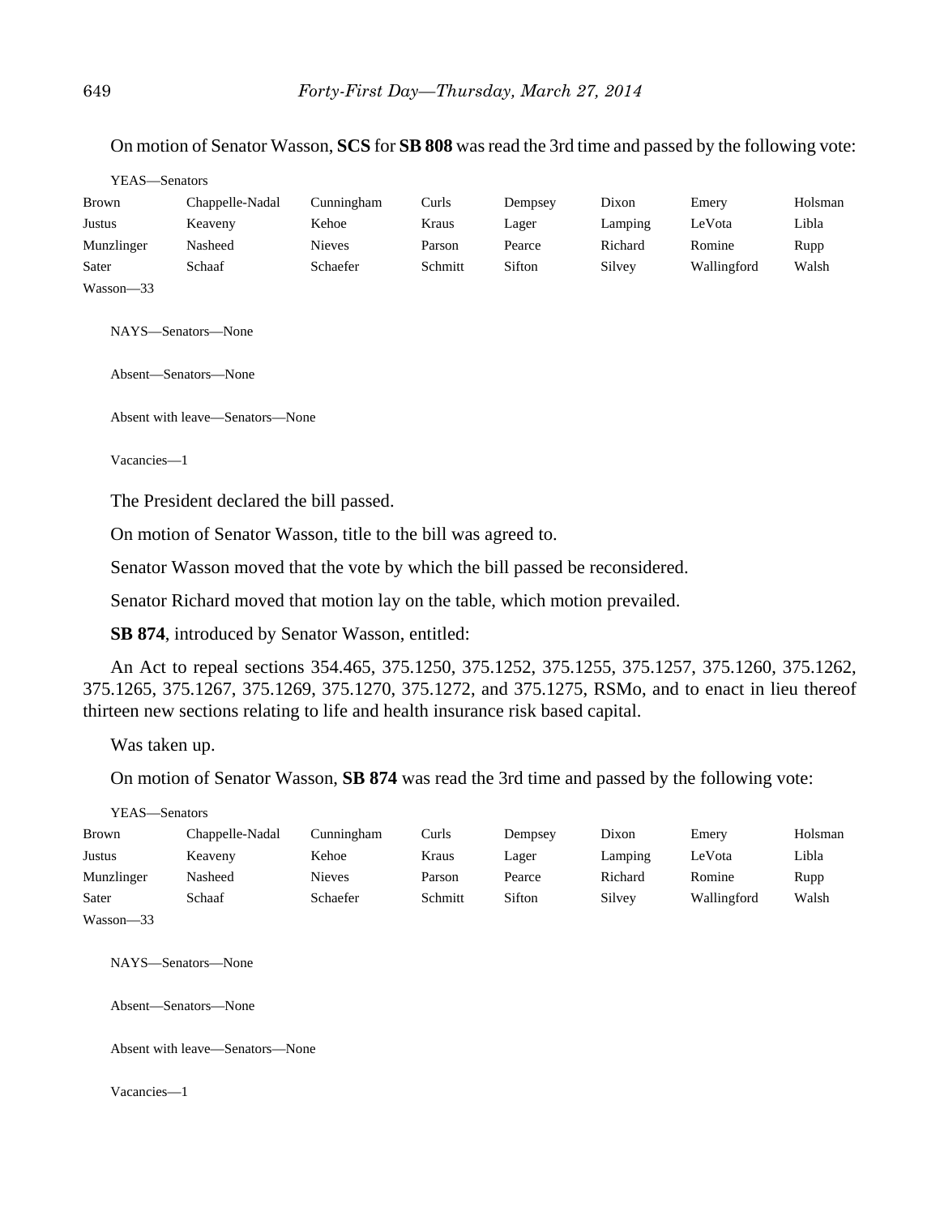On motion of Senator Wasson, **SCS** for **SB 808** was read the 3rd time and passed by the following vote:

YEAS—Senators

| | | | | | | | |
|---|---|---|---|---|---|---|---|
| Brown | Chappelle-Nadal | Cunningham | Curls | Dempsey | Dixon | Emery | Holsman |
| Justus | Keaveny | Kehoe | Kraus | Lager | Lamping | LeVota | Libla |
| Munzlinger | Nasheed | Nieves | Parson | Pearce | Richard | Romine | Rupp |
| Sater | Schaaf | Schaefer | Schmitt | Sifton | Silvey | Wallingford | Walsh |
| Wasson—33 | | | | | | | |

NAYS—Senators—None

Absent—Senators—None

Absent with leave—Senators—None

Vacancies—1

The President declared the bill passed.

On motion of Senator Wasson, title to the bill was agreed to.

Senator Wasson moved that the vote by which the bill passed be reconsidered.

Senator Richard moved that motion lay on the table, which motion prevailed.

**SB 874**, introduced by Senator Wasson, entitled:

An Act to repeal sections 354.465, 375.1250, 375.1252, 375.1255, 375.1257, 375.1260, 375.1262, 375.1265, 375.1267, 375.1269, 375.1270, 375.1272, and 375.1275, RSMo, and to enact in lieu thereof thirteen new sections relating to life and health insurance risk based capital.

Was taken up.

On motion of Senator Wasson, **SB 874** was read the 3rd time and passed by the following vote:

YEAS—Senators

| | | | | | | | |
|---|---|---|---|---|---|---|---|
| Brown | Chappelle-Nadal | Cunningham | Curls | Dempsey | Dixon | Emery | Holsman |
| Justus | Keaveny | Kehoe | Kraus | Lager | Lamping | LeVota | Libla |
| Munzlinger | Nasheed | Nieves | Parson | Pearce | Richard | Romine | Rupp |
| Sater | Schaaf | Schaefer | Schmitt | Sifton | Silvey | Wallingford | Walsh |
| Wasson—33 | | | | | | | |

NAYS—Senators—None

Absent—Senators—None

Absent with leave—Senators—None

Vacancies—1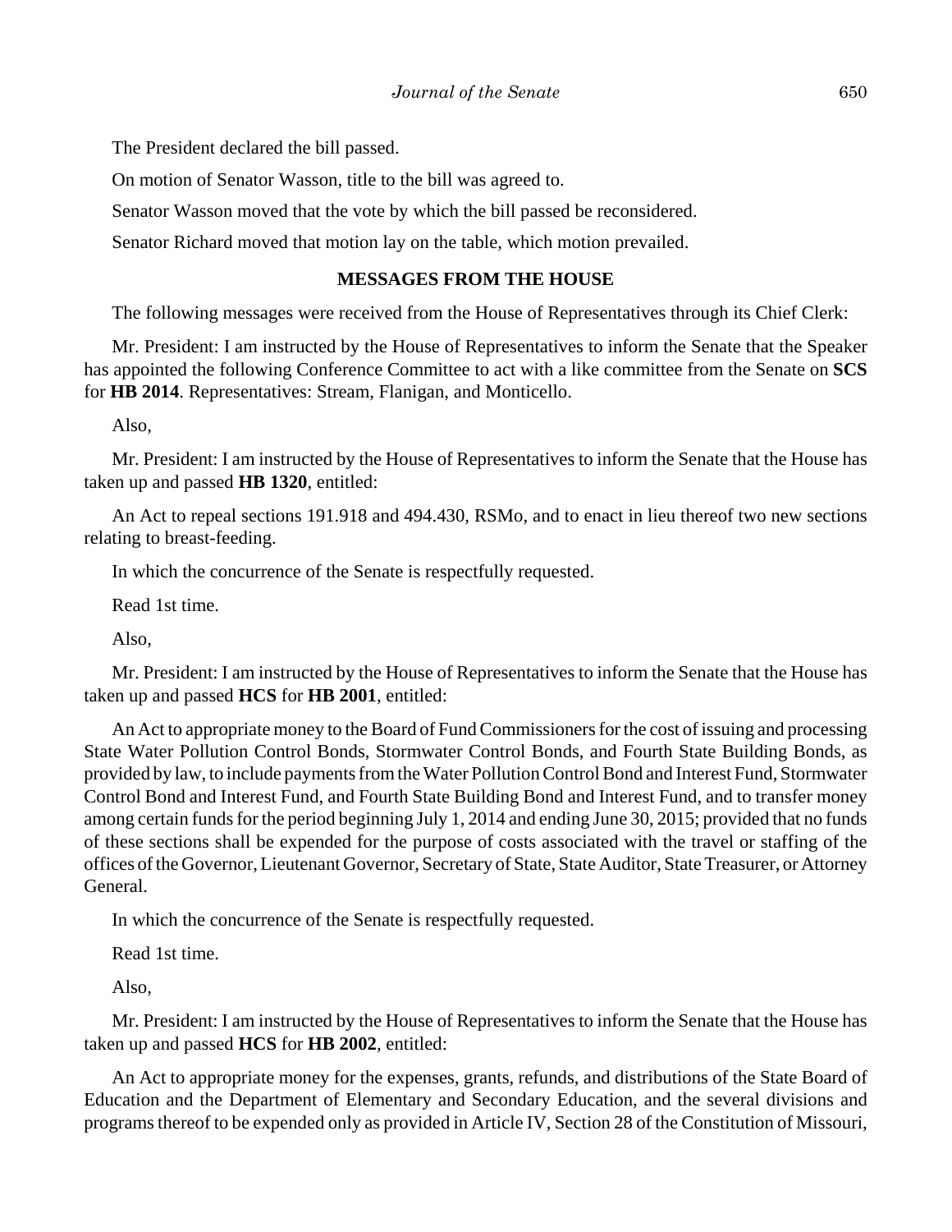The President declared the bill passed.

On motion of Senator Wasson, title to the bill was agreed to.

Senator Wasson moved that the vote by which the bill passed be reconsidered.

Senator Richard moved that motion lay on the table, which motion prevailed.

## MESSAGES FROM THE HOUSE

The following messages were received from the House of Representatives through its Chief Clerk:

Mr. President: I am instructed by the House of Representatives to inform the Senate that the Speaker has appointed the following Conference Committee to act with a like committee from the Senate on **SCS** for **HB 2014**. Representatives: Stream, Flanigan, and Monticello.

Also,

Mr. President: I am instructed by the House of Representatives to inform the Senate that the House has taken up and passed **HB 1320**, entitled:

An Act to repeal sections 191.918 and 494.430, RSMo, and to enact in lieu thereof two new sections relating to breast-feeding.

In which the concurrence of the Senate is respectfully requested.

Read 1st time.

Also,

Mr. President: I am instructed by the House of Representatives to inform the Senate that the House has taken up and passed **HCS** for **HB 2001**, entitled:

An Act to appropriate money to the Board of Fund Commissioners for the cost of issuing and processing State Water Pollution Control Bonds, Stormwater Control Bonds, and Fourth State Building Bonds, as provided by law, to include payments from the Water Pollution Control Bond and Interest Fund, Stormwater Control Bond and Interest Fund, and Fourth State Building Bond and Interest Fund, and to transfer money among certain funds for the period beginning July 1, 2014 and ending June 30, 2015; provided that no funds of these sections shall be expended for the purpose of costs associated with the travel or staffing of the offices of the Governor, Lieutenant Governor, Secretary of State, State Auditor, State Treasurer, or Attorney General.

In which the concurrence of the Senate is respectfully requested.

Read 1st time.

Also,

Mr. President: I am instructed by the House of Representatives to inform the Senate that the House has taken up and passed **HCS** for **HB 2002**, entitled:

An Act to appropriate money for the expenses, grants, refunds, and distributions of the State Board of Education and the Department of Elementary and Secondary Education, and the several divisions and programs thereof to be expended only as provided in Article IV, Section 28 of the Constitution of Missouri,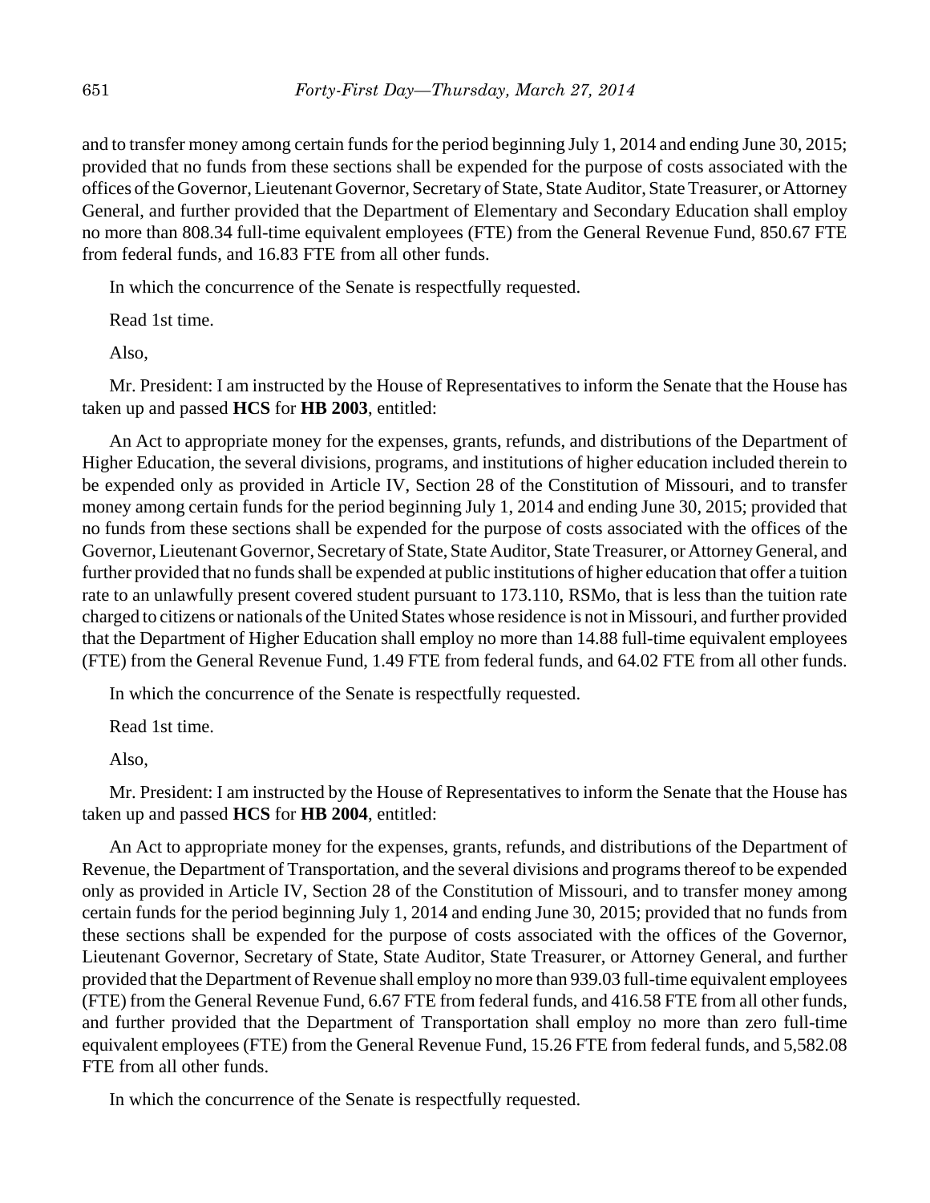and to transfer money among certain funds for the period beginning July 1, 2014 and ending June 30, 2015; provided that no funds from these sections shall be expended for the purpose of costs associated with the offices of the Governor, Lieutenant Governor, Secretary of State, State Auditor, State Treasurer, or Attorney General, and further provided that the Department of Elementary and Secondary Education shall employ no more than 808.34 full-time equivalent employees (FTE) from the General Revenue Fund, 850.67 FTE from federal funds, and 16.83 FTE from all other funds.

In which the concurrence of the Senate is respectfully requested.

Read 1st time.

Also,

Mr. President: I am instructed by the House of Representatives to inform the Senate that the House has taken up and passed **HCS** for **HB 2003**, entitled:

An Act to appropriate money for the expenses, grants, refunds, and distributions of the Department of Higher Education, the several divisions, programs, and institutions of higher education included therein to be expended only as provided in Article IV, Section 28 of the Constitution of Missouri, and to transfer money among certain funds for the period beginning July 1, 2014 and ending June 30, 2015; provided that no funds from these sections shall be expended for the purpose of costs associated with the offices of the Governor, Lieutenant Governor, Secretary of State, State Auditor, State Treasurer, or Attorney General, and further provided that no funds shall be expended at public institutions of higher education that offer a tuition rate to an unlawfully present covered student pursuant to 173.110, RSMo, that is less than the tuition rate charged to citizens or nationals of the United States whose residence is not in Missouri, and further provided that the Department of Higher Education shall employ no more than 14.88 full-time equivalent employees (FTE) from the General Revenue Fund, 1.49 FTE from federal funds, and 64.02 FTE from all other funds.

In which the concurrence of the Senate is respectfully requested.

Read 1st time.

Also,

Mr. President: I am instructed by the House of Representatives to inform the Senate that the House has taken up and passed **HCS** for **HB 2004**, entitled:

An Act to appropriate money for the expenses, grants, refunds, and distributions of the Department of Revenue, the Department of Transportation, and the several divisions and programs thereof to be expended only as provided in Article IV, Section 28 of the Constitution of Missouri, and to transfer money among certain funds for the period beginning July 1, 2014 and ending June 30, 2015; provided that no funds from these sections shall be expended for the purpose of costs associated with the offices of the Governor, Lieutenant Governor, Secretary of State, State Auditor, State Treasurer, or Attorney General, and further provided that the Department of Revenue shall employ no more than 939.03 full-time equivalent employees (FTE) from the General Revenue Fund, 6.67 FTE from federal funds, and 416.58 FTE from all other funds, and further provided that the Department of Transportation shall employ no more than zero full-time equivalent employees (FTE) from the General Revenue Fund, 15.26 FTE from federal funds, and 5,582.08 FTE from all other funds.

In which the concurrence of the Senate is respectfully requested.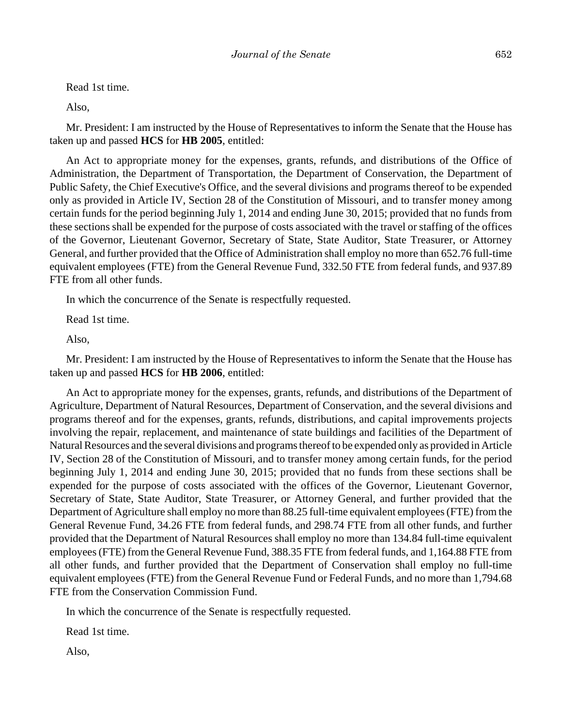Read 1st time.

Also,

Mr. President: I am instructed by the House of Representatives to inform the Senate that the House has taken up and passed **HCS** for **HB 2005**, entitled:

An Act to appropriate money for the expenses, grants, refunds, and distributions of the Office of Administration, the Department of Transportation, the Department of Conservation, the Department of Public Safety, the Chief Executive's Office, and the several divisions and programs thereof to be expended only as provided in Article IV, Section 28 of the Constitution of Missouri, and to transfer money among certain funds for the period beginning July 1, 2014 and ending June 30, 2015; provided that no funds from these sections shall be expended for the purpose of costs associated with the travel or staffing of the offices of the Governor, Lieutenant Governor, Secretary of State, State Auditor, State Treasurer, or Attorney General, and further provided that the Office of Administration shall employ no more than 652.76 full-time equivalent employees (FTE) from the General Revenue Fund, 332.50 FTE from federal funds, and 937.89 FTE from all other funds.

In which the concurrence of the Senate is respectfully requested.

Read 1st time.

Also,

Mr. President: I am instructed by the House of Representatives to inform the Senate that the House has taken up and passed **HCS** for **HB 2006**, entitled:

An Act to appropriate money for the expenses, grants, refunds, and distributions of the Department of Agriculture, Department of Natural Resources, Department of Conservation, and the several divisions and programs thereof and for the expenses, grants, refunds, distributions, and capital improvements projects involving the repair, replacement, and maintenance of state buildings and facilities of the Department of Natural Resources and the several divisions and programs thereof to be expended only as provided in Article IV, Section 28 of the Constitution of Missouri, and to transfer money among certain funds, for the period beginning July 1, 2014 and ending June 30, 2015; provided that no funds from these sections shall be expended for the purpose of costs associated with the offices of the Governor, Lieutenant Governor, Secretary of State, State Auditor, State Treasurer, or Attorney General, and further provided that the Department of Agriculture shall employ no more than 88.25 full-time equivalent employees (FTE) from the General Revenue Fund, 34.26 FTE from federal funds, and 298.74 FTE from all other funds, and further provided that the Department of Natural Resources shall employ no more than 134.84 full-time equivalent employees (FTE) from the General Revenue Fund, 388.35 FTE from federal funds, and 1,164.88 FTE from all other funds, and further provided that the Department of Conservation shall employ no full-time equivalent employees (FTE) from the General Revenue Fund or Federal Funds, and no more than 1,794.68 FTE from the Conservation Commission Fund.

In which the concurrence of the Senate is respectfully requested.

Read 1st time.

Also,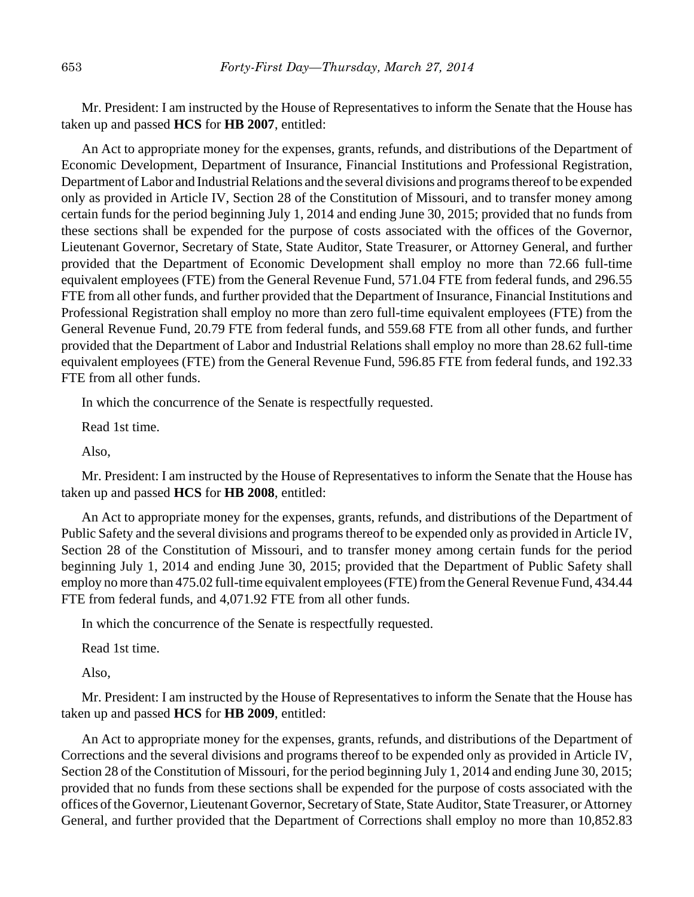Mr. President: I am instructed by the House of Representatives to inform the Senate that the House has taken up and passed **HCS** for **HB 2007**, entitled:

An Act to appropriate money for the expenses, grants, refunds, and distributions of the Department of Economic Development, Department of Insurance, Financial Institutions and Professional Registration, Department of Labor and Industrial Relations and the several divisions and programs thereof to be expended only as provided in Article IV, Section 28 of the Constitution of Missouri, and to transfer money among certain funds for the period beginning July 1, 2014 and ending June 30, 2015; provided that no funds from these sections shall be expended for the purpose of costs associated with the offices of the Governor, Lieutenant Governor, Secretary of State, State Auditor, State Treasurer, or Attorney General, and further provided that the Department of Economic Development shall employ no more than 72.66 full-time equivalent employees (FTE) from the General Revenue Fund, 571.04 FTE from federal funds, and 296.55 FTE from all other funds, and further provided that the Department of Insurance, Financial Institutions and Professional Registration shall employ no more than zero full-time equivalent employees (FTE) from the General Revenue Fund, 20.79 FTE from federal funds, and 559.68 FTE from all other funds, and further provided that the Department of Labor and Industrial Relations shall employ no more than 28.62 full-time equivalent employees (FTE) from the General Revenue Fund, 596.85 FTE from federal funds, and 192.33 FTE from all other funds.

In which the concurrence of the Senate is respectfully requested.

Read 1st time.

Also,

Mr. President: I am instructed by the House of Representatives to inform the Senate that the House has taken up and passed **HCS** for **HB 2008**, entitled:

An Act to appropriate money for the expenses, grants, refunds, and distributions of the Department of Public Safety and the several divisions and programs thereof to be expended only as provided in Article IV, Section 28 of the Constitution of Missouri, and to transfer money among certain funds for the period beginning July 1, 2014 and ending June 30, 2015; provided that the Department of Public Safety shall employ no more than 475.02 full-time equivalent employees (FTE) from the General Revenue Fund, 434.44 FTE from federal funds, and 4,071.92 FTE from all other funds.

In which the concurrence of the Senate is respectfully requested.

Read 1st time.

Also,

Mr. President: I am instructed by the House of Representatives to inform the Senate that the House has taken up and passed **HCS** for **HB 2009**, entitled:

An Act to appropriate money for the expenses, grants, refunds, and distributions of the Department of Corrections and the several divisions and programs thereof to be expended only as provided in Article IV, Section 28 of the Constitution of Missouri, for the period beginning July 1, 2014 and ending June 30, 2015; provided that no funds from these sections shall be expended for the purpose of costs associated with the offices of the Governor, Lieutenant Governor, Secretary of State, State Auditor, State Treasurer, or Attorney General, and further provided that the Department of Corrections shall employ no more than 10,852.83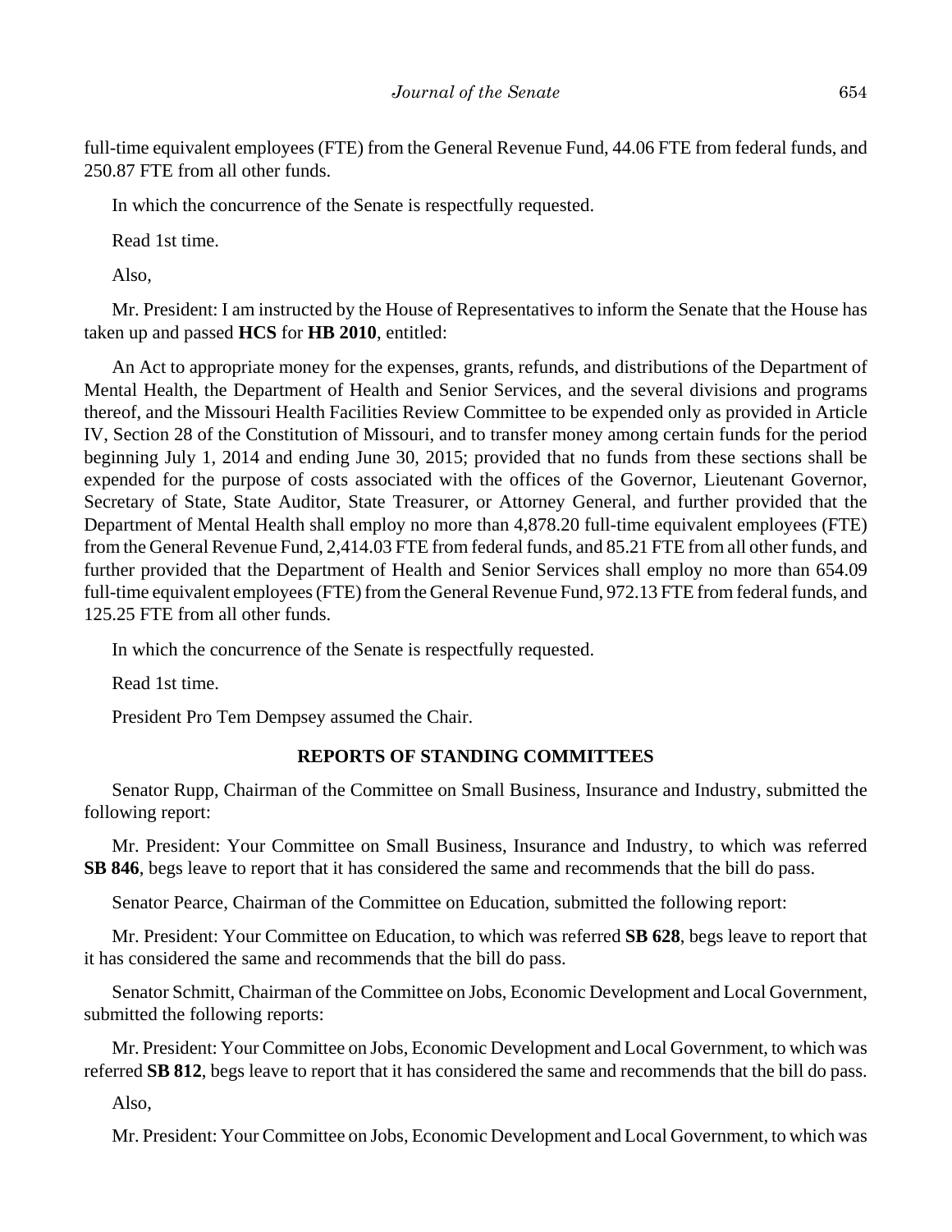full-time equivalent employees (FTE) from the General Revenue Fund, 44.06 FTE from federal funds, and 250.87 FTE from all other funds.

In which the concurrence of the Senate is respectfully requested.

Read 1st time.

Also,

Mr. President: I am instructed by the House of Representatives to inform the Senate that the House has taken up and passed **HCS** for **HB 2010**, entitled:

An Act to appropriate money for the expenses, grants, refunds, and distributions of the Department of Mental Health, the Department of Health and Senior Services, and the several divisions and programs thereof, and the Missouri Health Facilities Review Committee to be expended only as provided in Article IV, Section 28 of the Constitution of Missouri, and to transfer money among certain funds for the period beginning July 1, 2014 and ending June 30, 2015; provided that no funds from these sections shall be expended for the purpose of costs associated with the offices of the Governor, Lieutenant Governor, Secretary of State, State Auditor, State Treasurer, or Attorney General, and further provided that the Department of Mental Health shall employ no more than 4,878.20 full-time equivalent employees (FTE) from the General Revenue Fund, 2,414.03 FTE from federal funds, and 85.21 FTE from all other funds, and further provided that the Department of Health and Senior Services shall employ no more than 654.09 full-time equivalent employees (FTE) from the General Revenue Fund, 972.13 FTE from federal funds, and 125.25 FTE from all other funds.

In which the concurrence of the Senate is respectfully requested.

Read 1st time.

President Pro Tem Dempsey assumed the Chair.

## REPORTS OF STANDING COMMITTEES

Senator Rupp, Chairman of the Committee on Small Business, Insurance and Industry, submitted the following report:

Mr. President: Your Committee on Small Business, Insurance and Industry, to which was referred **SB 846**, begs leave to report that it has considered the same and recommends that the bill do pass.

Senator Pearce, Chairman of the Committee on Education, submitted the following report:

Mr. President: Your Committee on Education, to which was referred **SB 628**, begs leave to report that it has considered the same and recommends that the bill do pass.

Senator Schmitt, Chairman of the Committee on Jobs, Economic Development and Local Government, submitted the following reports:

Mr. President: Your Committee on Jobs, Economic Development and Local Government, to which was referred **SB 812**, begs leave to report that it has considered the same and recommends that the bill do pass.

Also,

Mr. President: Your Committee on Jobs, Economic Development and Local Government, to which was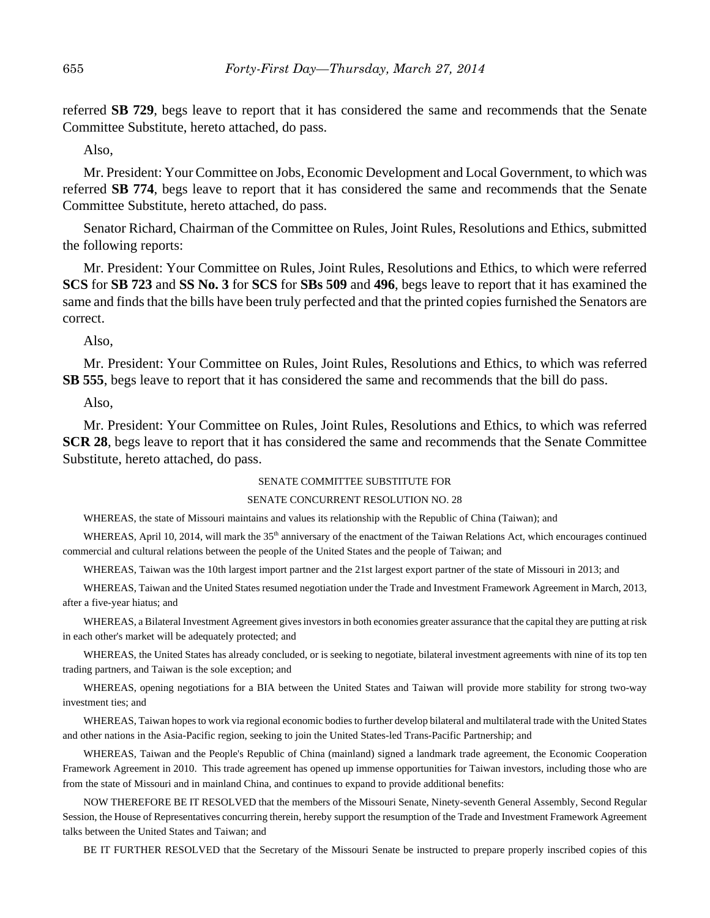referred **SB 729**, begs leave to report that it has considered the same and recommends that the Senate Committee Substitute, hereto attached, do pass.

Also,

Mr. President: Your Committee on Jobs, Economic Development and Local Government, to which was referred **SB 774**, begs leave to report that it has considered the same and recommends that the Senate Committee Substitute, hereto attached, do pass.

Senator Richard, Chairman of the Committee on Rules, Joint Rules, Resolutions and Ethics, submitted the following reports:

Mr. President: Your Committee on Rules, Joint Rules, Resolutions and Ethics, to which were referred **SCS** for **SB 723** and **SS No. 3** for **SCS** for **SBs 509** and **496**, begs leave to report that it has examined the same and finds that the bills have been truly perfected and that the printed copies furnished the Senators are correct.

Also,

Mr. President: Your Committee on Rules, Joint Rules, Resolutions and Ethics, to which was referred **SB 555**, begs leave to report that it has considered the same and recommends that the bill do pass.

Also,

Mr. President: Your Committee on Rules, Joint Rules, Resolutions and Ethics, to which was referred **SCR 28**, begs leave to report that it has considered the same and recommends that the Senate Committee Substitute, hereto attached, do pass.

SENATE COMMITTEE SUBSTITUTE FOR

SENATE CONCURRENT RESOLUTION NO. 28

WHEREAS, the state of Missouri maintains and values its relationship with the Republic of China (Taiwan); and

WHEREAS, April 10, 2014, will mark the 35th anniversary of the enactment of the Taiwan Relations Act, which encourages continued commercial and cultural relations between the people of the United States and the people of Taiwan; and

WHEREAS, Taiwan was the 10th largest import partner and the 21st largest export partner of the state of Missouri in 2013; and

WHEREAS, Taiwan and the United States resumed negotiation under the Trade and Investment Framework Agreement in March, 2013, after a five-year hiatus; and

WHEREAS, a Bilateral Investment Agreement gives investors in both economies greater assurance that the capital they are putting at risk in each other's market will be adequately protected; and

WHEREAS, the United States has already concluded, or is seeking to negotiate, bilateral investment agreements with nine of its top ten trading partners, and Taiwan is the sole exception; and

WHEREAS, opening negotiations for a BIA between the United States and Taiwan will provide more stability for strong two-way investment ties; and

WHEREAS, Taiwan hopes to work via regional economic bodies to further develop bilateral and multilateral trade with the United States and other nations in the Asia-Pacific region, seeking to join the United States-led Trans-Pacific Partnership; and

WHEREAS, Taiwan and the People's Republic of China (mainland) signed a landmark trade agreement, the Economic Cooperation Framework Agreement in 2010. This trade agreement has opened up immense opportunities for Taiwan investors, including those who are from the state of Missouri and in mainland China, and continues to expand to provide additional benefits:

NOW THEREFORE BE IT RESOLVED that the members of the Missouri Senate, Ninety-seventh General Assembly, Second Regular Session, the House of Representatives concurring therein, hereby support the resumption of the Trade and Investment Framework Agreement talks between the United States and Taiwan; and

BE IT FURTHER RESOLVED that the Secretary of the Missouri Senate be instructed to prepare properly inscribed copies of this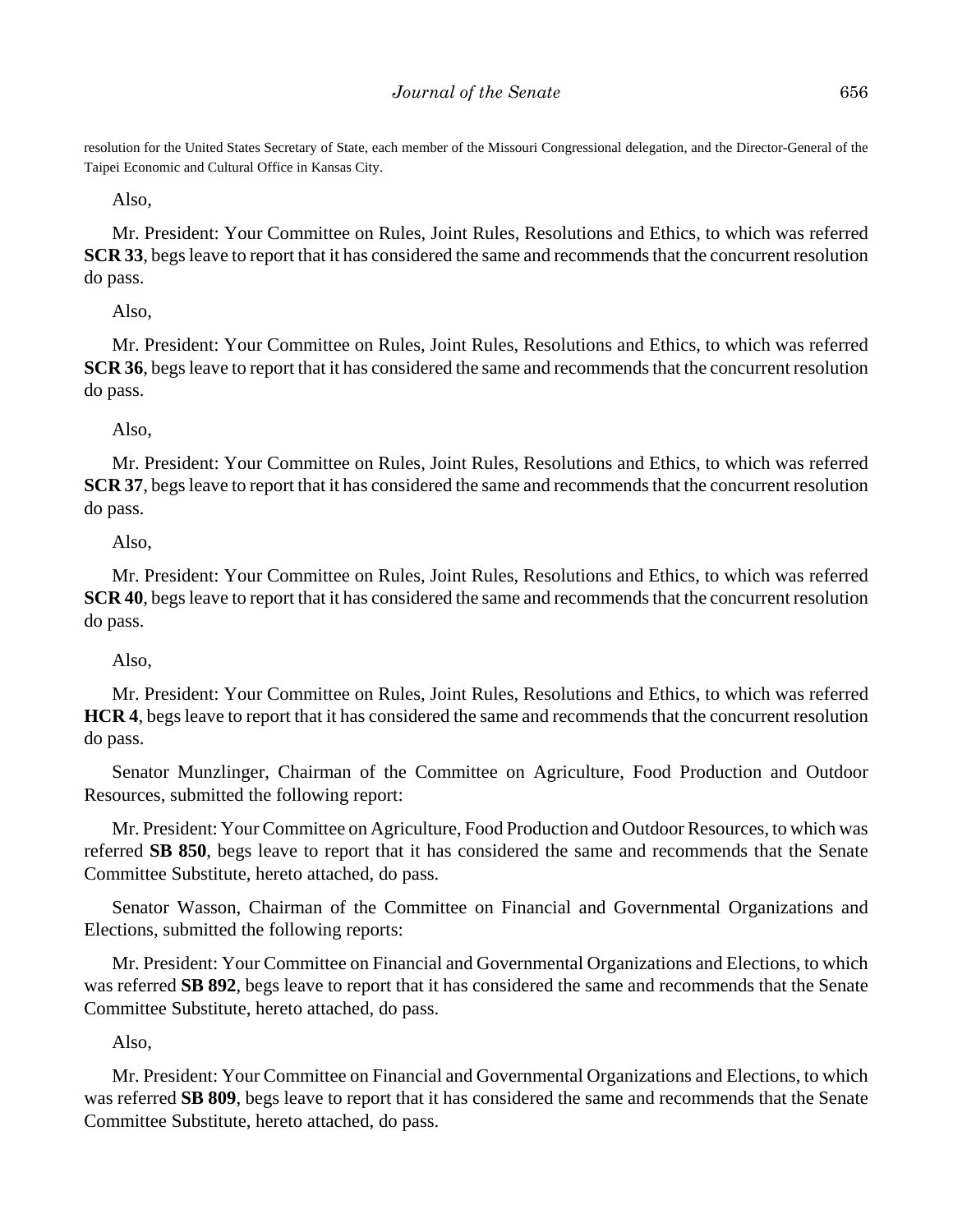resolution for the United States Secretary of State, each member of the Missouri Congressional delegation, and the Director-General of the Taipei Economic and Cultural Office in Kansas City.

Also,

Mr. President: Your Committee on Rules, Joint Rules, Resolutions and Ethics, to which was referred **SCR 33**, begs leave to report that it has considered the same and recommends that the concurrent resolution do pass.

Also,

Mr. President: Your Committee on Rules, Joint Rules, Resolutions and Ethics, to which was referred **SCR 36**, begs leave to report that it has considered the same and recommends that the concurrent resolution do pass.

Also,

Mr. President: Your Committee on Rules, Joint Rules, Resolutions and Ethics, to which was referred **SCR 37**, begs leave to report that it has considered the same and recommends that the concurrent resolution do pass.

Also,

Mr. President: Your Committee on Rules, Joint Rules, Resolutions and Ethics, to which was referred **SCR 40**, begs leave to report that it has considered the same and recommends that the concurrent resolution do pass.

Also,

Mr. President: Your Committee on Rules, Joint Rules, Resolutions and Ethics, to which was referred **HCR 4**, begs leave to report that it has considered the same and recommends that the concurrent resolution do pass.

Senator Munzlinger, Chairman of the Committee on Agriculture, Food Production and Outdoor Resources, submitted the following report:

Mr. President: Your Committee on Agriculture, Food Production and Outdoor Resources, to which was referred **SB 850**, begs leave to report that it has considered the same and recommends that the Senate Committee Substitute, hereto attached, do pass.

Senator Wasson, Chairman of the Committee on Financial and Governmental Organizations and Elections, submitted the following reports:

Mr. President: Your Committee on Financial and Governmental Organizations and Elections, to which was referred **SB 892**, begs leave to report that it has considered the same and recommends that the Senate Committee Substitute, hereto attached, do pass.

Also,

Mr. President: Your Committee on Financial and Governmental Organizations and Elections, to which was referred **SB 809**, begs leave to report that it has considered the same and recommends that the Senate Committee Substitute, hereto attached, do pass.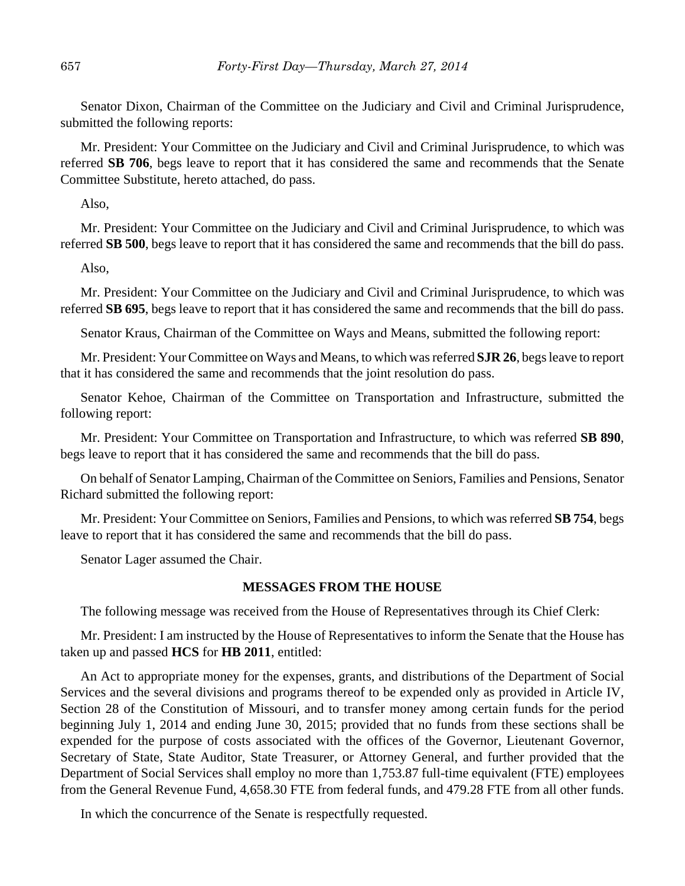Senator Dixon, Chairman of the Committee on the Judiciary and Civil and Criminal Jurisprudence, submitted the following reports:

Mr. President: Your Committee on the Judiciary and Civil and Criminal Jurisprudence, to which was referred **SB 706**, begs leave to report that it has considered the same and recommends that the Senate Committee Substitute, hereto attached, do pass.

Also,

Mr. President: Your Committee on the Judiciary and Civil and Criminal Jurisprudence, to which was referred **SB 500**, begs leave to report that it has considered the same and recommends that the bill do pass.

Also,

Mr. President: Your Committee on the Judiciary and Civil and Criminal Jurisprudence, to which was referred **SB 695**, begs leave to report that it has considered the same and recommends that the bill do pass.

Senator Kraus, Chairman of the Committee on Ways and Means, submitted the following report:

Mr. President: Your Committee on Ways and Means, to which was referred **SJR 26**, begs leave to report that it has considered the same and recommends that the joint resolution do pass.

Senator Kehoe, Chairman of the Committee on Transportation and Infrastructure, submitted the following report:

Mr. President: Your Committee on Transportation and Infrastructure, to which was referred **SB 890**, begs leave to report that it has considered the same and recommends that the bill do pass.

On behalf of Senator Lamping, Chairman of the Committee on Seniors, Families and Pensions, Senator Richard submitted the following report:

Mr. President: Your Committee on Seniors, Families and Pensions, to which was referred **SB 754**, begs leave to report that it has considered the same and recommends that the bill do pass.

Senator Lager assumed the Chair.

## MESSAGES FROM THE HOUSE

The following message was received from the House of Representatives through its Chief Clerk:

Mr. President: I am instructed by the House of Representatives to inform the Senate that the House has taken up and passed **HCS** for **HB 2011**, entitled:

An Act to appropriate money for the expenses, grants, and distributions of the Department of Social Services and the several divisions and programs thereof to be expended only as provided in Article IV, Section 28 of the Constitution of Missouri, and to transfer money among certain funds for the period beginning July 1, 2014 and ending June 30, 2015; provided that no funds from these sections shall be expended for the purpose of costs associated with the offices of the Governor, Lieutenant Governor, Secretary of State, State Auditor, State Treasurer, or Attorney General, and further provided that the Department of Social Services shall employ no more than 1,753.87 full-time equivalent (FTE) employees from the General Revenue Fund, 4,658.30 FTE from federal funds, and 479.28 FTE from all other funds.

In which the concurrence of the Senate is respectfully requested.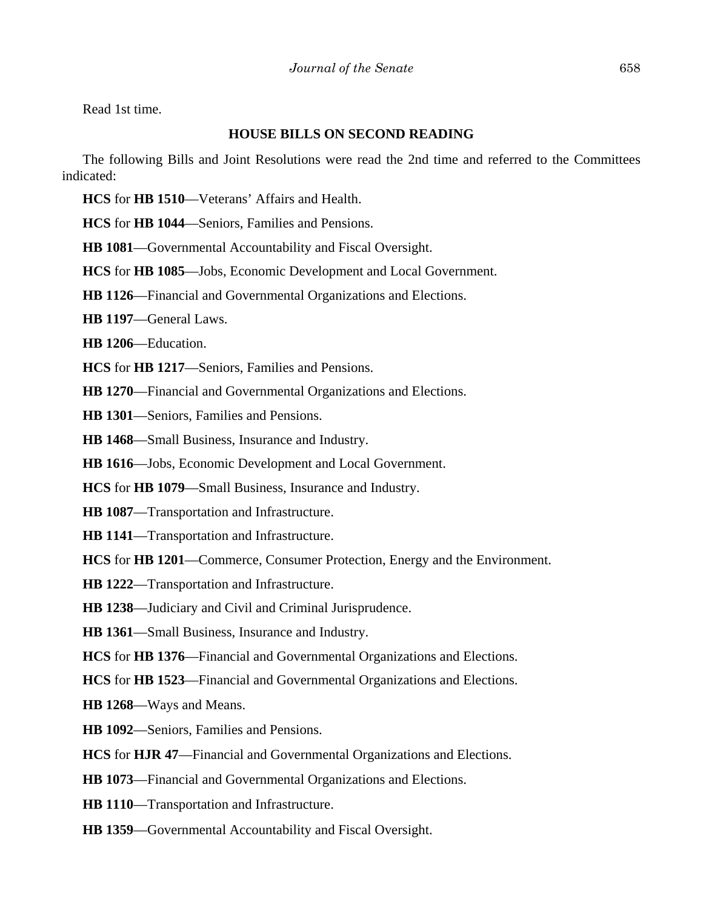Read 1st time.

**HOUSE BILLS ON SECOND READING**

The following Bills and Joint Resolutions were read the 2nd time and referred to the Committees indicated:

**HCS** for **HB 1510**—Veterans' Affairs and Health.

**HCS** for **HB 1044**—Seniors, Families and Pensions.

**HB 1081**—Governmental Accountability and Fiscal Oversight.

**HCS** for **HB 1085**—Jobs, Economic Development and Local Government.

**HB 1126**—Financial and Governmental Organizations and Elections.

**HB 1197**—General Laws.

**HB 1206**—Education.

**HCS** for **HB 1217**—Seniors, Families and Pensions.

**HB 1270**—Financial and Governmental Organizations and Elections.

**HB 1301**—Seniors, Families and Pensions.

**HB 1468**—Small Business, Insurance and Industry.

**HB 1616**—Jobs, Economic Development and Local Government.

**HCS** for **HB 1079**—Small Business, Insurance and Industry.

**HB 1087**—Transportation and Infrastructure.

**HB 1141**—Transportation and Infrastructure.

**HCS** for **HB 1201**—Commerce, Consumer Protection, Energy and the Environment.

**HB 1222**—Transportation and Infrastructure.

**HB 1238**—Judiciary and Civil and Criminal Jurisprudence.

**HB 1361**—Small Business, Insurance and Industry.

**HCS** for **HB 1376**—Financial and Governmental Organizations and Elections.

**HCS** for **HB 1523**—Financial and Governmental Organizations and Elections.

**HB 1268**—Ways and Means.

**HB 1092**—Seniors, Families and Pensions.

**HCS** for **HJR 47**—Financial and Governmental Organizations and Elections.

**HB 1073**—Financial and Governmental Organizations and Elections.

**HB 1110**—Transportation and Infrastructure.

**HB 1359**—Governmental Accountability and Fiscal Oversight.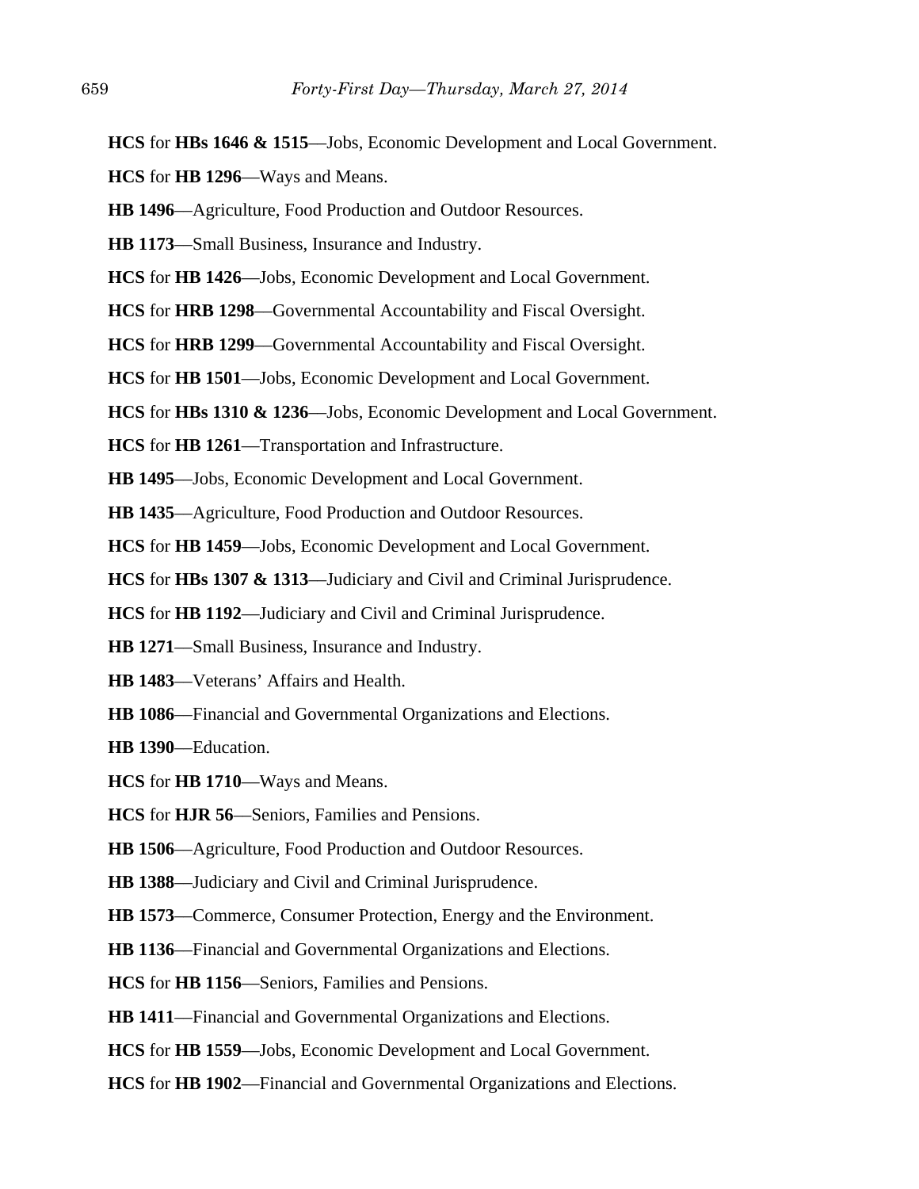**HCS** for **HBs 1646 & 1515**—Jobs, Economic Development and Local Government.

**HCS** for **HB 1296**—Ways and Means.

**HB 1496**—Agriculture, Food Production and Outdoor Resources.

**HB 1173**—Small Business, Insurance and Industry.

**HCS** for **HB 1426**—Jobs, Economic Development and Local Government.

**HCS** for **HRB 1298**—Governmental Accountability and Fiscal Oversight.

**HCS** for **HRB 1299**—Governmental Accountability and Fiscal Oversight.

**HCS** for **HB 1501**—Jobs, Economic Development and Local Government.

**HCS** for **HBs 1310 & 1236**—Jobs, Economic Development and Local Government.

**HCS** for **HB 1261**—Transportation and Infrastructure.

**HB 1495**—Jobs, Economic Development and Local Government.

**HB 1435**—Agriculture, Food Production and Outdoor Resources.

**HCS** for **HB 1459**—Jobs, Economic Development and Local Government.

**HCS** for **HBs 1307 & 1313**—Judiciary and Civil and Criminal Jurisprudence.

**HCS** for **HB 1192**—Judiciary and Civil and Criminal Jurisprudence.

**HB 1271**—Small Business, Insurance and Industry.

**HB 1483**—Veterans' Affairs and Health.

**HB 1086**—Financial and Governmental Organizations and Elections.

**HB 1390**—Education.

**HCS** for **HB 1710**—Ways and Means.

**HCS** for **HJR 56**—Seniors, Families and Pensions.

**HB 1506**—Agriculture, Food Production and Outdoor Resources.

**HB 1388**—Judiciary and Civil and Criminal Jurisprudence.

**HB 1573**—Commerce, Consumer Protection, Energy and the Environment.

**HB 1136**—Financial and Governmental Organizations and Elections.

**HCS** for **HB 1156**—Seniors, Families and Pensions.

**HB 1411**—Financial and Governmental Organizations and Elections.

**HCS** for **HB 1559**—Jobs, Economic Development and Local Government.

**HCS** for **HB 1902**—Financial and Governmental Organizations and Elections.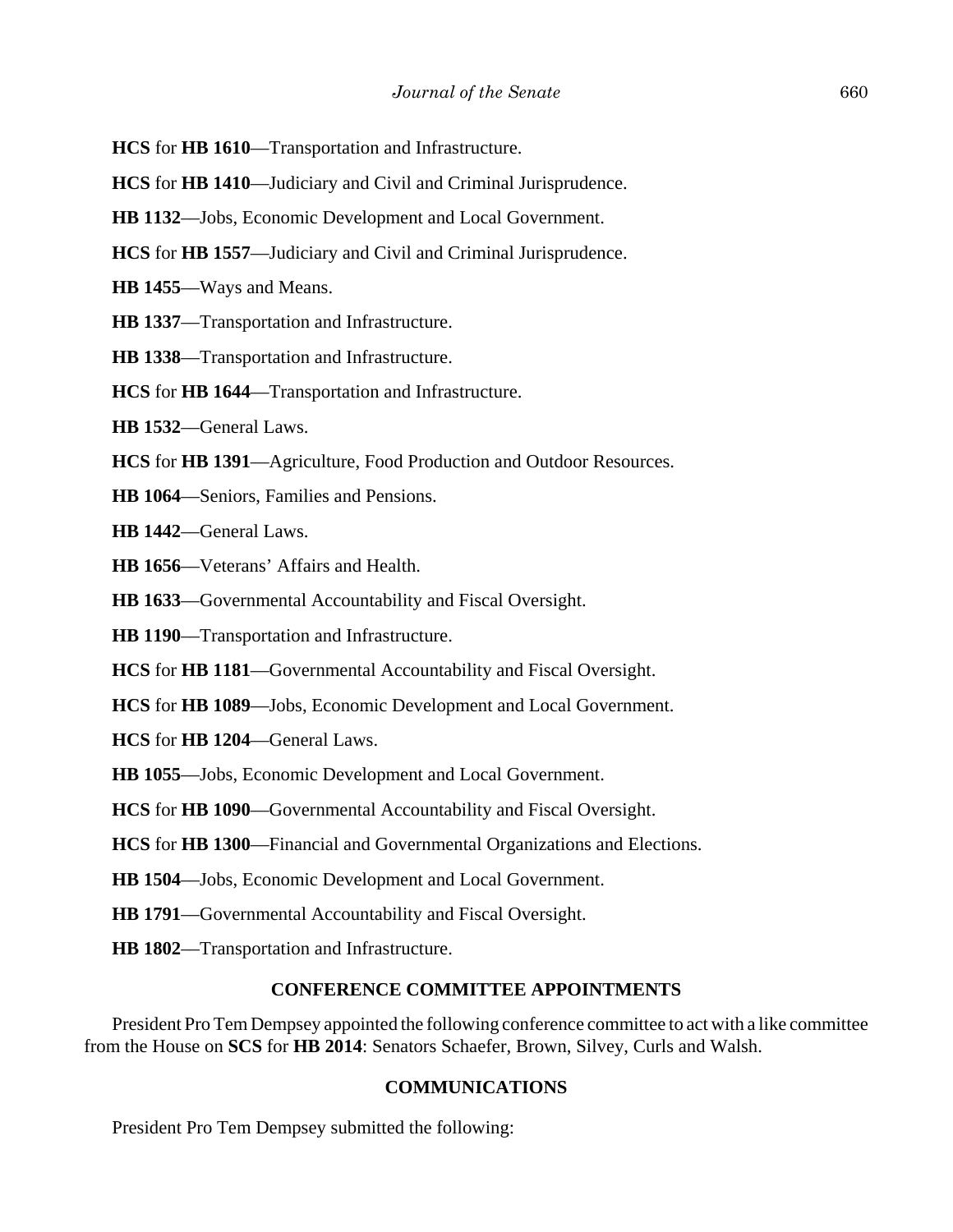**HCS** for **HB 1610**—Transportation and Infrastructure.

**HCS** for **HB 1410**—Judiciary and Civil and Criminal Jurisprudence.

**HB 1132**—Jobs, Economic Development and Local Government.

**HCS** for **HB 1557**—Judiciary and Civil and Criminal Jurisprudence.

**HB 1455**—Ways and Means.

**HB 1337**—Transportation and Infrastructure.

**HB 1338**—Transportation and Infrastructure.

**HCS** for **HB 1644**—Transportation and Infrastructure.

**HB 1532**—General Laws.

**HCS** for **HB 1391**—Agriculture, Food Production and Outdoor Resources.

**HB 1064**—Seniors, Families and Pensions.

**HB 1442**—General Laws.

**HB 1656**—Veterans' Affairs and Health.

**HB 1633**—Governmental Accountability and Fiscal Oversight.

**HB 1190**—Transportation and Infrastructure.

**HCS** for **HB 1181**—Governmental Accountability and Fiscal Oversight.

**HCS** for **HB 1089**—Jobs, Economic Development and Local Government.

**HCS** for **HB 1204**—General Laws.

**HB 1055**—Jobs, Economic Development and Local Government.

**HCS** for **HB 1090**—Governmental Accountability and Fiscal Oversight.

**HCS** for **HB 1300**—Financial and Governmental Organizations and Elections.

**HB 1504**—Jobs, Economic Development and Local Government.

**HB 1791**—Governmental Accountability and Fiscal Oversight.

**HB 1802**—Transportation and Infrastructure.

## CONFERENCE COMMITTEE APPOINTMENTS

President Pro Tem Dempsey appointed the following conference committee to act with a like committee from the House on **SCS** for **HB 2014**: Senators Schaefer, Brown, Silvey, Curls and Walsh.

## COMMUNICATIONS

President Pro Tem Dempsey submitted the following: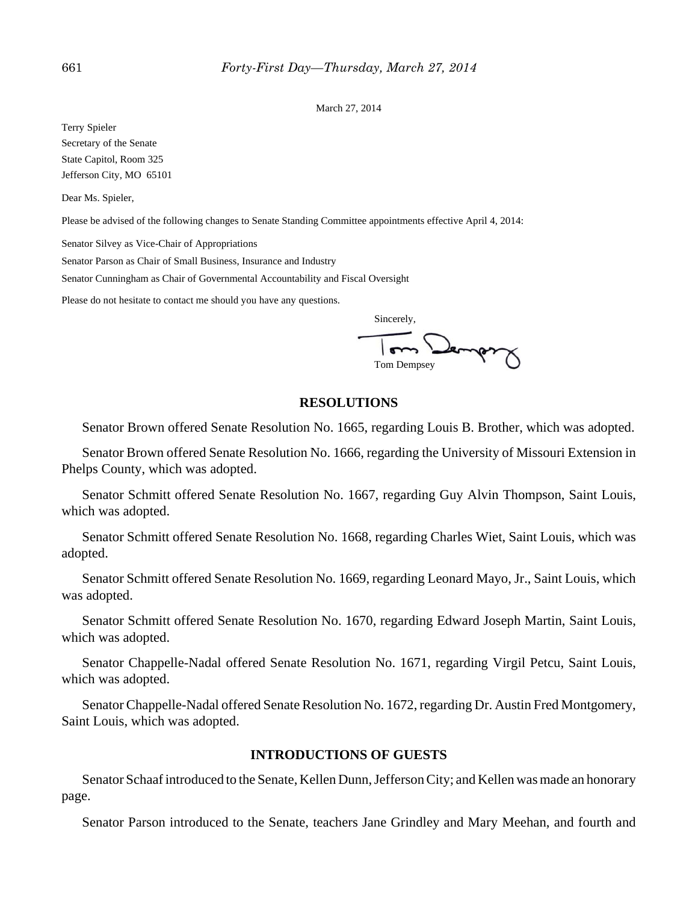March 27, 2014

Terry Spieler
Secretary of the Senate
State Capitol, Room 325
Jefferson City, MO 65101

Dear Ms. Spieler,

Please be advised of the following changes to Senate Standing Committee appointments effective April 4, 2014:

Senator Silvey as Vice-Chair of Appropriations

Senator Parson as Chair of Small Business, Insurance and Industry

Senator Cunningham as Chair of Governmental Accountability and Fiscal Oversight

Please do not hesitate to contact me should you have any questions.

Sincerely,

Tom Dempsey

## RESOLUTIONS

Senator Brown offered Senate Resolution No. 1665, regarding Louis B. Brother, which was adopted.

Senator Brown offered Senate Resolution No. 1666, regarding the University of Missouri Extension in Phelps County, which was adopted.

Senator Schmitt offered Senate Resolution No. 1667, regarding Guy Alvin Thompson, Saint Louis, which was adopted.

Senator Schmitt offered Senate Resolution No. 1668, regarding Charles Wiet, Saint Louis, which was adopted.

Senator Schmitt offered Senate Resolution No. 1669, regarding Leonard Mayo, Jr., Saint Louis, which was adopted.

Senator Schmitt offered Senate Resolution No. 1670, regarding Edward Joseph Martin, Saint Louis, which was adopted.

Senator Chappelle-Nadal offered Senate Resolution No. 1671, regarding Virgil Petcu, Saint Louis, which was adopted.

Senator Chappelle-Nadal offered Senate Resolution No. 1672, regarding Dr. Austin Fred Montgomery, Saint Louis, which was adopted.

## INTRODUCTIONS OF GUESTS

Senator Schaaf introduced to the Senate, Kellen Dunn, Jefferson City; and Kellen was made an honorary page.

Senator Parson introduced to the Senate, teachers Jane Grindley and Mary Meehan, and fourth and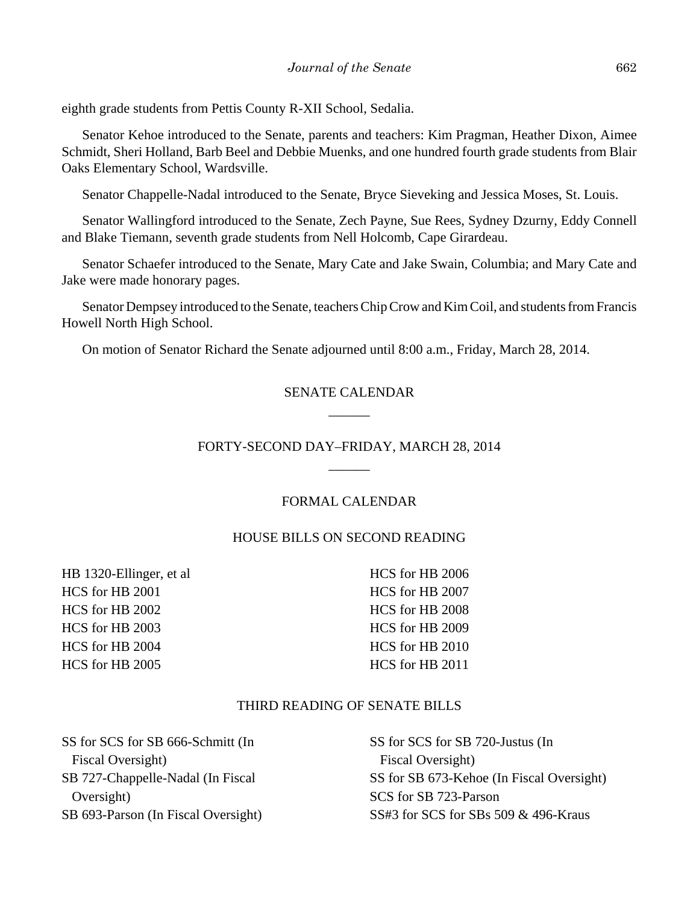eighth grade students from Pettis County R-XII School, Sedalia.

Senator Kehoe introduced to the Senate, parents and teachers: Kim Pragman, Heather Dixon, Aimee Schmidt, Sheri Holland, Barb Beel and Debbie Muenks, and one hundred fourth grade students from Blair Oaks Elementary School, Wardsville.

Senator Chappelle-Nadal introduced to the Senate, Bryce Sieveking and Jessica Moses, St. Louis.

Senator Wallingford introduced to the Senate, Zech Payne, Sue Rees, Sydney Dzurny, Eddy Connell and Blake Tiemann, seventh grade students from Nell Holcomb, Cape Girardeau.

Senator Schaefer introduced to the Senate, Mary Cate and Jake Swain, Columbia; and Mary Cate and Jake were made honorary pages.

Senator Dempsey introduced to the Senate, teachers Chip Crow and Kim Coil, and students from Francis Howell North High School.

On motion of Senator Richard the Senate adjourned until 8:00 a.m., Friday, March 28, 2014.

## SENATE CALENDAR

## FORTY-SECOND DAY–FRIDAY, MARCH 28, 2014

### FORMAL CALENDAR

### HOUSE BILLS ON SECOND READING

HB 1320-Ellinger, et al
HCS for HB 2001
HCS for HB 2002
HCS for HB 2003
HCS for HB 2004
HCS for HB 2005
HCS for HB 2006
HCS for HB 2007
HCS for HB 2008
HCS for HB 2009
HCS for HB 2010
HCS for HB 2011

### THIRD READING OF SENATE BILLS

SS for SCS for SB 666-Schmitt (In Fiscal Oversight)
SB 727-Chappelle-Nadal (In Fiscal Oversight)
SB 693-Parson (In Fiscal Oversight)
SS for SCS for SB 720-Justus (In Fiscal Oversight)
SS for SB 673-Kehoe (In Fiscal Oversight)
SCS for SB 723-Parson
SS#3 for SCS for SBs 509 & 496-Kraus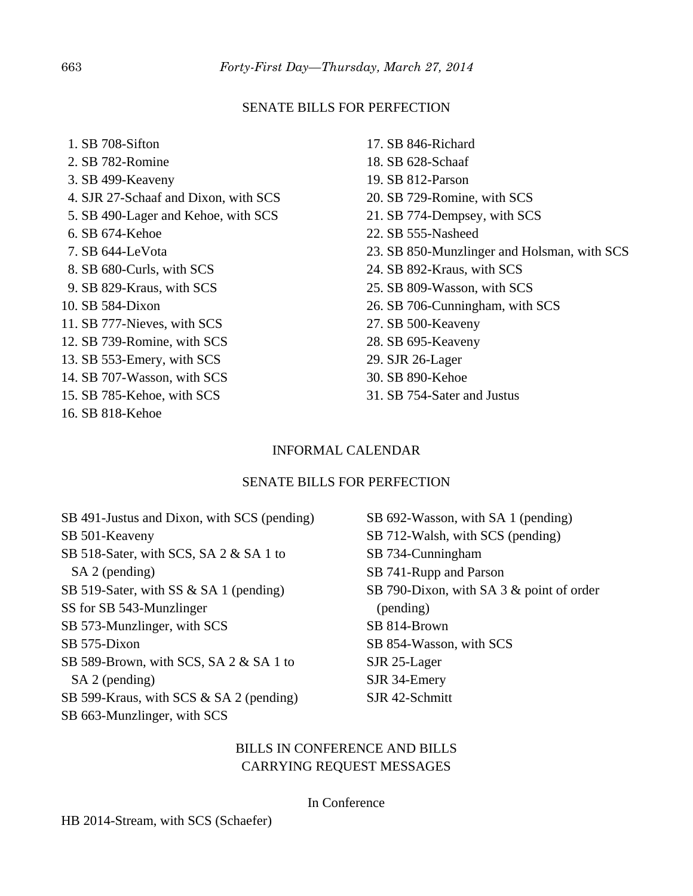## SENATE BILLS FOR PERFECTION

1. SB 708-Sifton
2. SB 782-Romine
3. SB 499-Keaveny
4. SJR 27-Schaaf and Dixon, with SCS
5. SB 490-Lager and Kehoe, with SCS
6. SB 674-Kehoe
7. SB 644-LeVota
8. SB 680-Curls, with SCS
9. SB 829-Kraus, with SCS
10. SB 584-Dixon
11. SB 777-Nieves, with SCS
12. SB 739-Romine, with SCS
13. SB 553-Emery, with SCS
14. SB 707-Wasson, with SCS
15. SB 785-Kehoe, with SCS
16. SB 818-Kehoe
17. SB 846-Richard
18. SB 628-Schaaf
19. SB 812-Parson
20. SB 729-Romine, with SCS
21. SB 774-Dempsey, with SCS
22. SB 555-Nasheed
23. SB 850-Munzlinger and Holsman, with SCS
24. SB 892-Kraus, with SCS
25. SB 809-Wasson, with SCS
26. SB 706-Cunningham, with SCS
27. SB 500-Keaveny
28. SB 695-Keaveny
29. SJR 26-Lager
30. SB 890-Kehoe
31. SB 754-Sater and Justus

## INFORMAL CALENDAR

## SENATE BILLS FOR PERFECTION

SB 491-Justus and Dixon, with SCS (pending)
SB 501-Keaveny
SB 518-Sater, with SCS, SA 2 & SA 1 to SA 2 (pending)
SB 519-Sater, with SS & SA 1 (pending)
SS for SB 543-Munzlinger
SB 573-Munzlinger, with SCS
SB 575-Dixon
SB 589-Brown, with SCS, SA 2 & SA 1 to SA 2 (pending)
SB 599-Kraus, with SCS & SA 2 (pending)
SB 663-Munzlinger, with SCS
SB 692-Wasson, with SA 1 (pending)
SB 712-Walsh, with SCS (pending)
SB 734-Cunningham
SB 741-Rupp and Parson
SB 790-Dixon, with SA 3 & point of order (pending)
SB 814-Brown
SB 854-Wasson, with SCS
SJR 25-Lager
SJR 34-Emery
SJR 42-Schmitt

## BILLS IN CONFERENCE AND BILLS CARRYING REQUEST MESSAGES

### In Conference

HB 2014-Stream, with SCS (Schaefer)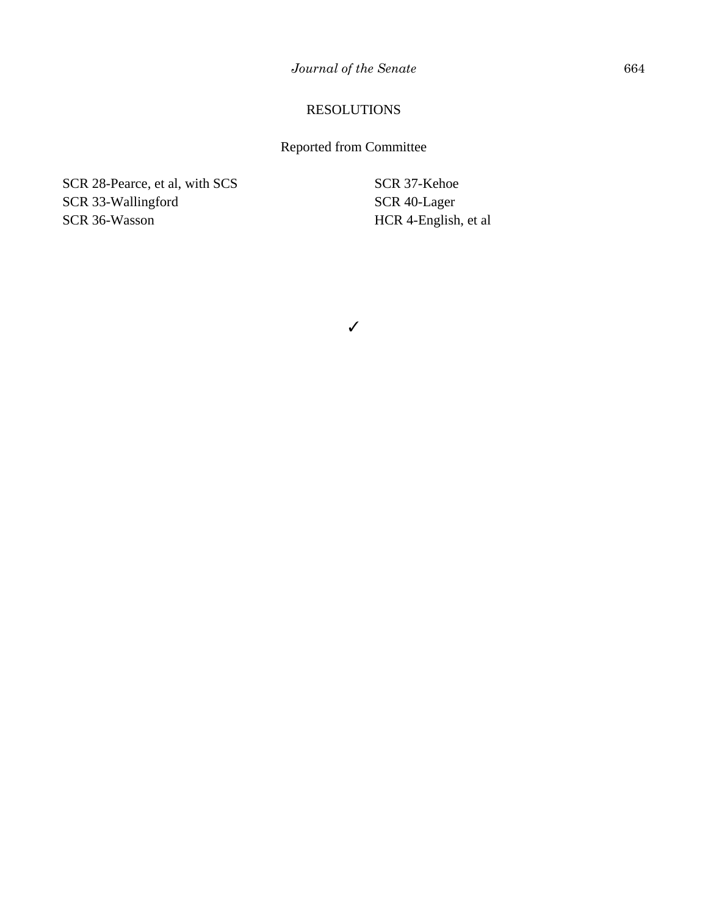## RESOLUTIONS

### Reported from Committee

SCR 28-Pearce, et al, with SCS
SCR 33-Wallingford
SCR 36-Wasson
SCR 37-Kehoe
SCR 40-Lager
HCR 4-English, et al

✓